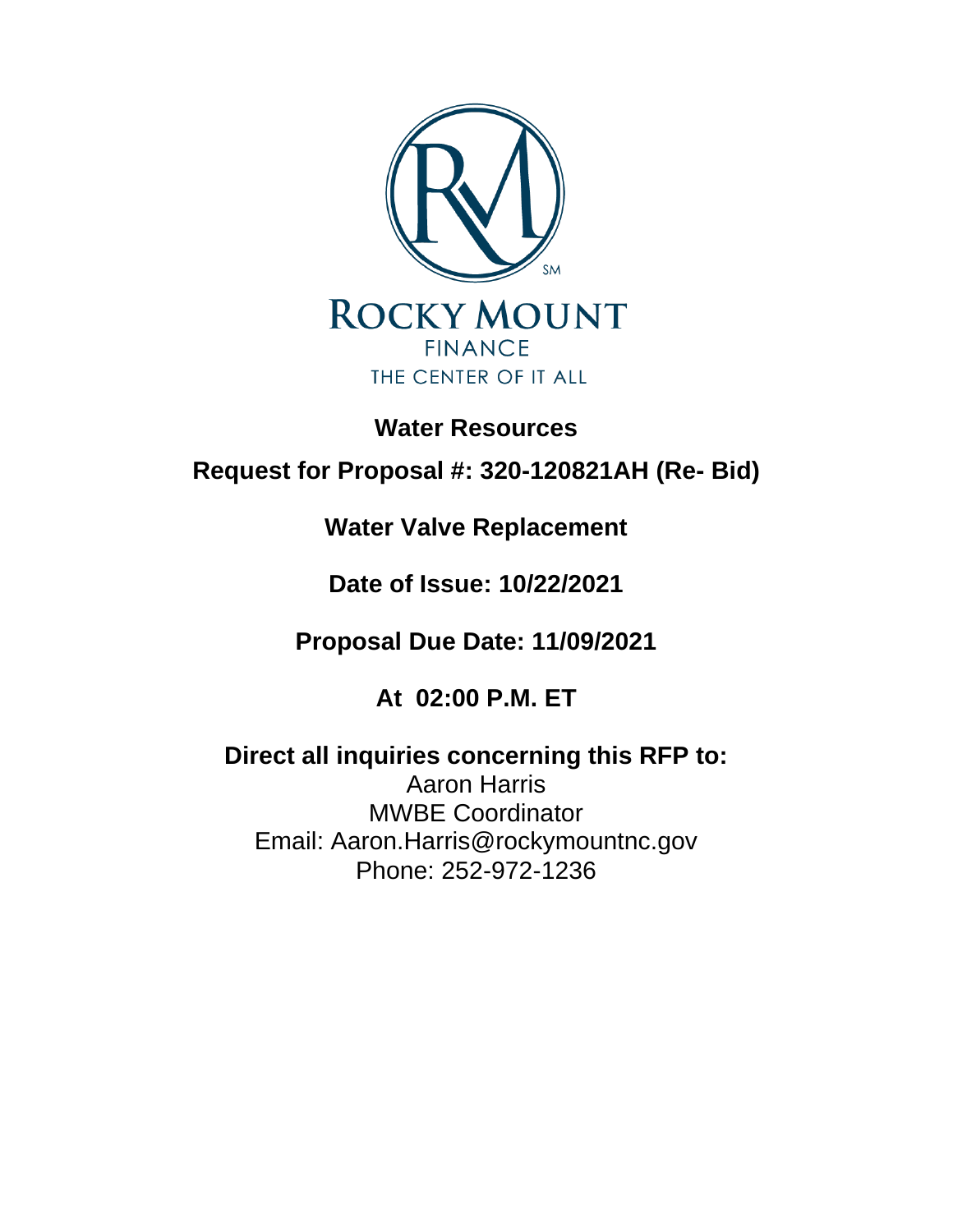ROCKY MOUNT

FINANCE

THE CENTER OF IT ALL

# Water Resources

## Request for Proposal #: 320-120821AH (Re- Bid)

## Water Valve Replacement

**Date of Issue: 10/22/2021**

**Proposal Due Date: 11/09/2021**

**At 02:00 P.M. ET**

**Direct all inquiries concerning this RFP to:**

Aaron Harris
MWBE Coordinator
Email: Aaron.Harris@rockymountnc.gov
Phone: 252-972-1236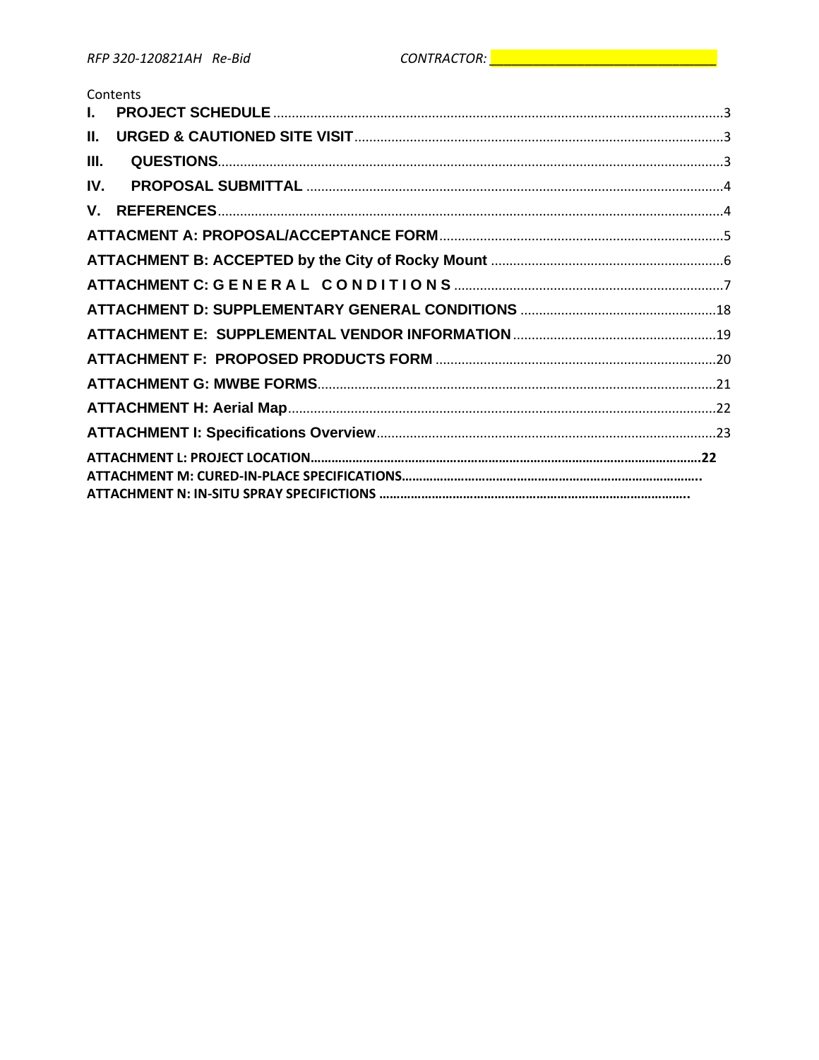Contents

| | |
|---|---|
| **I. PROJECT SCHEDULE** | 3 |
| **II. URGED & CAUTIONED SITE VISIT** | 3 |
| **III. QUESTIONS** | 3 |
| **IV. PROPOSAL SUBMITTAL** | 4 |
| **V. REFERENCES** | 4 |
| **ATTACMENT A: PROPOSAL/ACCEPTANCE FORM** | 5 |
| **ATTACHMENT B: ACCEPTED by the City of Rocky Mount** | 6 |
| **ATTACHMENT C: G E N E R A L C O N D I T I O N S** | 7 |
| **ATTACHMENT D: SUPPLEMENTARY GENERAL CONDITIONS** | 18 |
| **ATTACHMENT E: SUPPLEMENTAL VENDOR INFORMATION** | 19 |
| **ATTACHMENT F: PROPOSED PRODUCTS FORM** | 20 |
| **ATTACHMENT G: MWBE FORMS** | 21 |
| **ATTACHMENT H: Aerial Map** | 22 |
| **ATTACHMENT I: Specifications Overview** | 23 |
| **ATTACHMENT L: PROJECT LOCATION** | 22 |
| **ATTACHMENT M: CURED-IN-PLACE SPECIFICATIONS** | |
| **ATTACHMENT N: IN-SITU SPRAY SPECIFICTIONS** | |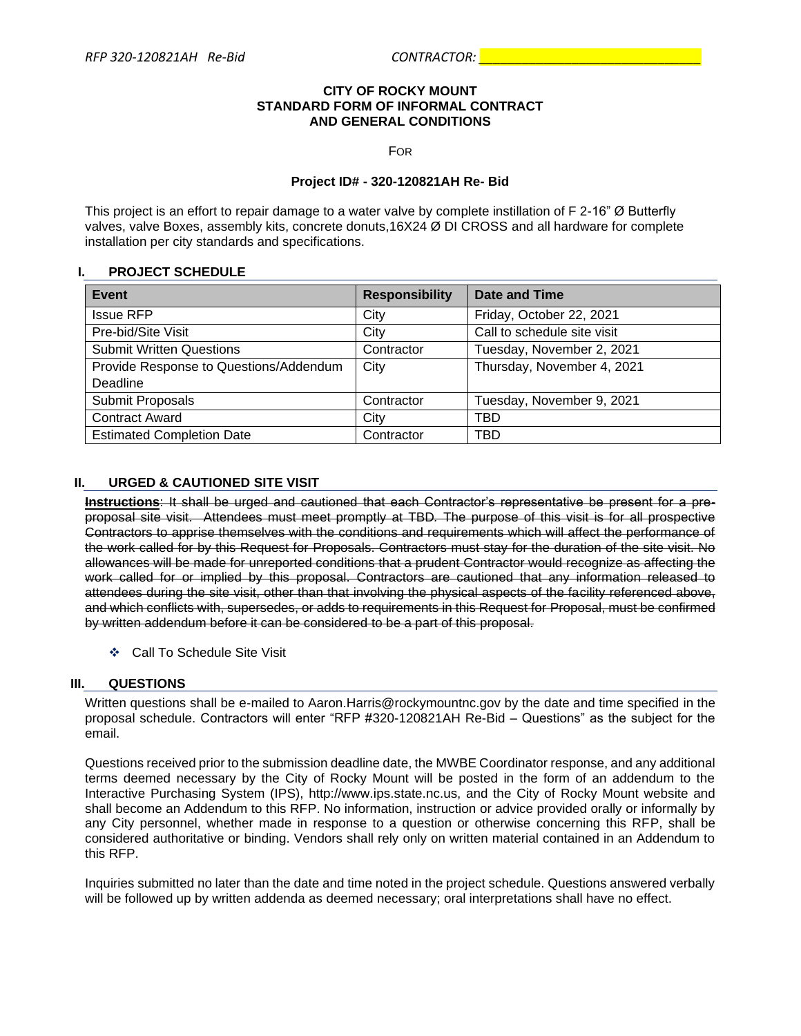**CITY OF ROCKY MOUNT**
**STANDARD FORM OF INFORMAL CONTRACT**
**AND GENERAL CONDITIONS**

FOR

**Project ID# - 320-120821AH Re- Bid**

This project is an effort to repair damage to a water valve by complete instillation of F 2-16" Ø Butterfly valves, valve Boxes, assembly kits, concrete donuts,16X24 Ø DI CROSS and all hardware for complete installation per city standards and specifications.

## I. PROJECT SCHEDULE

| Event | Responsibility | Date and Time |
|---|---|---|
| Issue RFP | City | Friday, October 22, 2021 |
| Pre-bid/Site Visit | City | Call to schedule site visit |
| Submit Written Questions | Contractor | Tuesday, November 2, 2021 |
| Provide Response to Questions/Addendum Deadline | City | Thursday, November 4, 2021 |
| Submit Proposals | Contractor | Tuesday, November 9, 2021 |
| Contract Award | City | TBD |
| Estimated Completion Date | Contractor | TBD |

## II. URGED & CAUTIONED SITE VISIT

~~**Instructions**: It shall be urged and cautioned that each Contractor's representative be present for a pre-proposal site visit. Attendees must meet promptly at TBD. The purpose of this visit is for all prospective Contractors to apprise themselves with the conditions and requirements which will affect the performance of the work called for by this Request for Proposals. Contractors must stay for the duration of the site visit. No allowances will be made for unreported conditions that a prudent Contractor would recognize as affecting the work called for or implied by this proposal. Contractors are cautioned that any information released to attendees during the site visit, other than that involving the physical aspects of the facility referenced above, and which conflicts with, supersedes, or adds to requirements in this Request for Proposal, must be confirmed by written addendum before it can be considered to be a part of this proposal.~~

- Call To Schedule Site Visit

## III. QUESTIONS

Written questions shall be e-mailed to Aaron.Harris@rockymountnc.gov by the date and time specified in the proposal schedule. Contractors will enter "RFP #320-120821AH Re-Bid – Questions" as the subject for the email.

Questions received prior to the submission deadline date, the MWBE Coordinator response, and any additional terms deemed necessary by the City of Rocky Mount will be posted in the form of an addendum to the Interactive Purchasing System (IPS), http://www.ips.state.nc.us, and the City of Rocky Mount website and shall become an Addendum to this RFP. No information, instruction or advice provided orally or informally by any City personnel, whether made in response to a question or otherwise concerning this RFP, shall be considered authoritative or binding. Vendors shall rely only on written material contained in an Addendum to this RFP.

Inquiries submitted no later than the date and time noted in the project schedule. Questions answered verbally will be followed up by written addenda as deemed necessary; oral interpretations shall have no effect.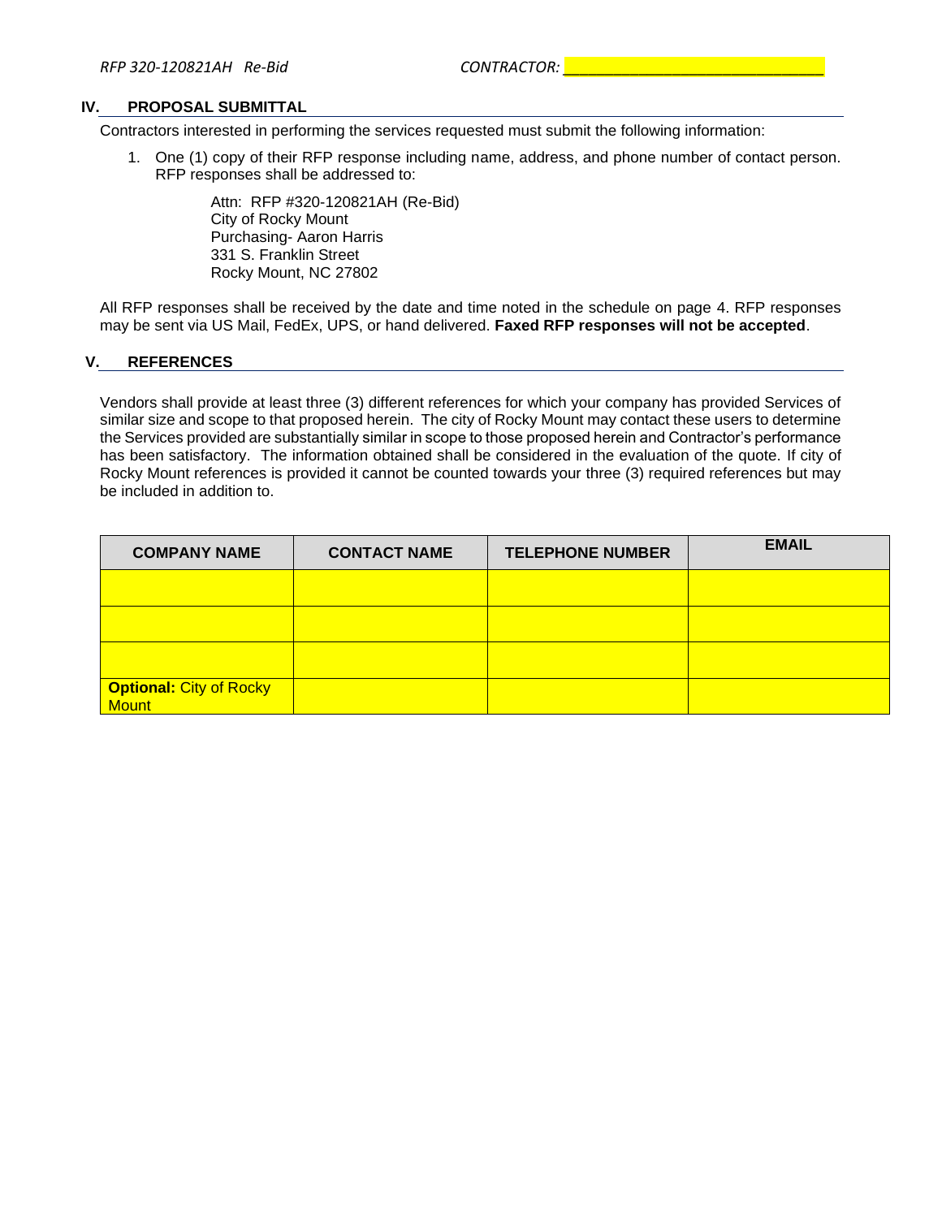## IV. PROPOSAL SUBMITTAL

Contractors interested in performing the services requested must submit the following information:

1. One (1) copy of their RFP response including name, address, and phone number of contact person. RFP responses shall be addressed to:

   Attn: RFP #320-120821AH (Re-Bid)
   City of Rocky Mount
   Purchasing- Aaron Harris
   331 S. Franklin Street
   Rocky Mount, NC 27802

All RFP responses shall be received by the date and time noted in the schedule on page 4. RFP responses may be sent via US Mail, FedEx, UPS, or hand delivered. **Faxed RFP responses will not be accepted**.

## V. REFERENCES

Vendors shall provide at least three (3) different references for which your company has provided Services of similar size and scope to that proposed herein. The city of Rocky Mount may contact these users to determine the Services provided are substantially similar in scope to those proposed herein and Contractor's performance has been satisfactory. The information obtained shall be considered in the evaluation of the quote. If city of Rocky Mount references is provided it cannot be counted towards your three (3) required references but may be included in addition to.

| COMPANY NAME | CONTACT NAME | TELEPHONE NUMBER | EMAIL |
|---|---|---|---|
| | | | |
| | | | |
| | | | |
| **Optional:** City of Rocky Mount | | | |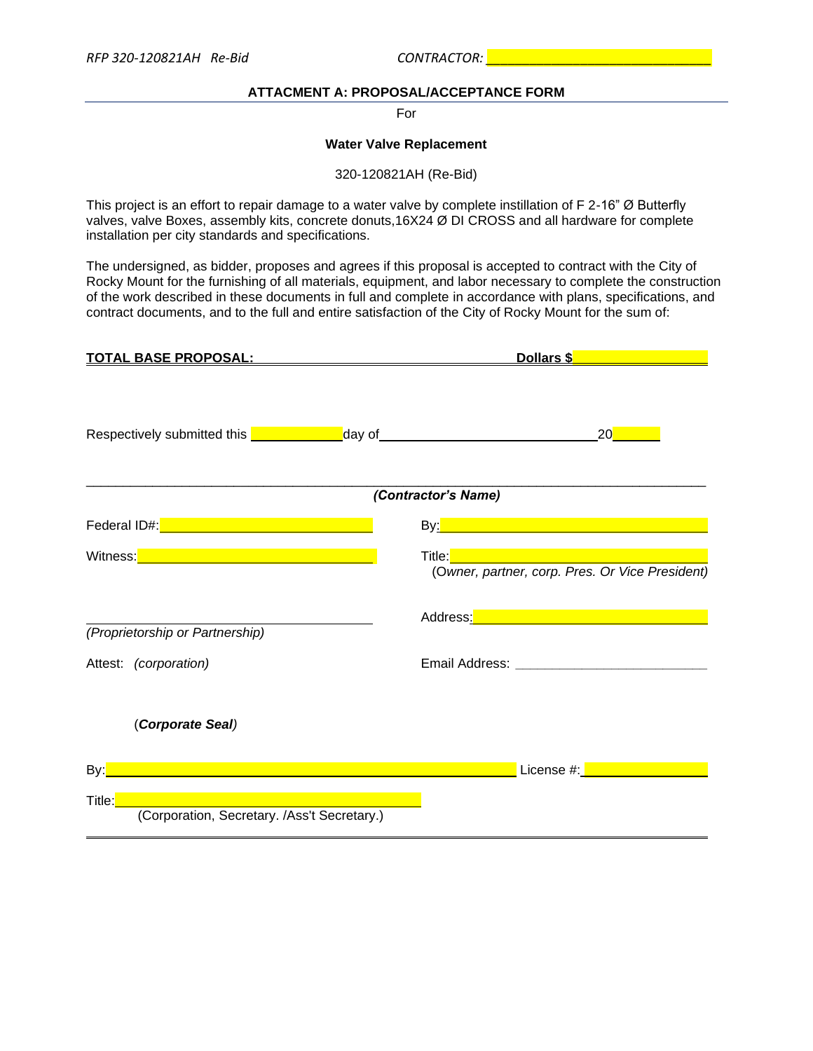RFP 320-120821AH Re-Bid CONTRACTOR: ______________________________

## ATTACMENT A: PROPOSAL/ACCEPTANCE FORM

For

**Water Valve Replacement**

320-120821AH (Re-Bid)

This project is an effort to repair damage to a water valve by complete instillation of F 2-16" Ø Butterfly valves, valve Boxes, assembly kits, concrete donuts,16X24 Ø DI CROSS and all hardware for complete installation per city standards and specifications.

The undersigned, as bidder, proposes and agrees if this proposal is accepted to contract with the City of Rocky Mount for the furnishing of all materials, equipment, and labor necessary to complete the construction of the work described in these documents in full and complete in accordance with plans, specifications, and contract documents, and to the full and entire satisfaction of the City of Rocky Mount for the sum of:

**TOTAL BASE PROPOSAL: ______________________________ Dollars $__________________**

Respectively submitted this ____________ day of ____________________________ 20______

_______________________________________________________________________________

***(Contractor's Name)***

Federal ID#: ______________________________ By: ______________________________

Witness: ______________________________ Title: ______________________________
*(Owner, partner, corp. Pres. Or Vice President)*

______________________________ Address: ______________________________
*(Proprietorship or Partnership)*

Attest: *(corporation)* Email Address: ______________________________

(***Corporate Seal***)

By: ____________________________________________________ License #: ________________

Title: ______________________________
(Corporation, Secretary. /Ass't Secretary.)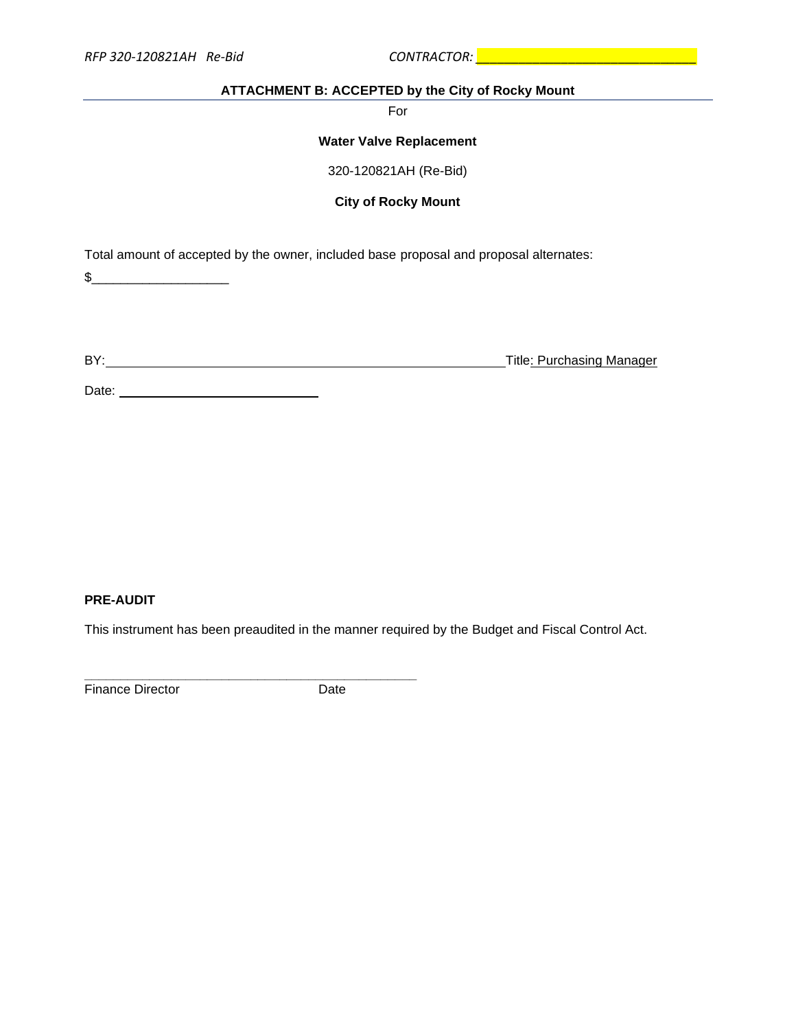**ATTACHMENT B: ACCEPTED by the City of Rocky Mount**

For

**Water Valve Replacement**

320-120821AH (Re-Bid)

**City of Rocky Mount**

Total amount of accepted by the owner, included base proposal and proposal alternates:

$___________________

BY:_______________________________________________________ Title: Purchasing Manager

Date: ___________________________

**PRE-AUDIT**

This instrument has been preaudited in the manner required by the Budget and Fiscal Control Act.

_______________________________________________

Finance Director Date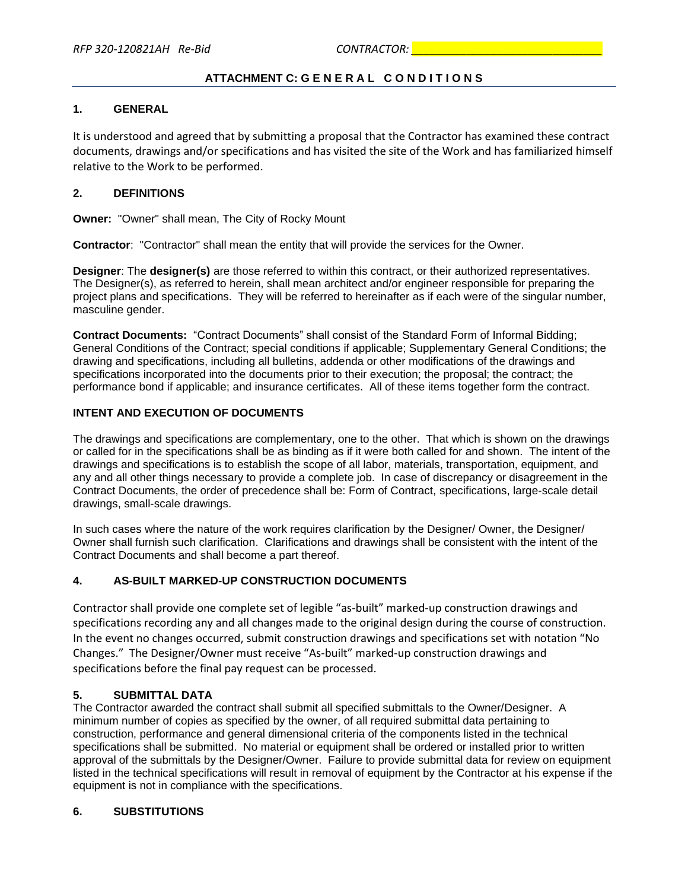## ATTACHMENT C: G E N E R A L C O N D I T I O N S

### 1. GENERAL

It is understood and agreed that by submitting a proposal that the Contractor has examined these contract documents, drawings and/or specifications and has visited the site of the Work and has familiarized himself relative to the Work to be performed.

### 2. DEFINITIONS

**Owner:** "Owner" shall mean, The City of Rocky Mount

**Contractor**: "Contractor" shall mean the entity that will provide the services for the Owner.

**Designer**: The **designer(s)** are those referred to within this contract, or their authorized representatives. The Designer(s), as referred to herein, shall mean architect and/or engineer responsible for preparing the project plans and specifications. They will be referred to hereinafter as if each were of the singular number, masculine gender.

**Contract Documents:** "Contract Documents" shall consist of the Standard Form of Informal Bidding; General Conditions of the Contract; special conditions if applicable; Supplementary General Conditions; the drawing and specifications, including all bulletins, addenda or other modifications of the drawings and specifications incorporated into the documents prior to their execution; the proposal; the contract; the performance bond if applicable; and insurance certificates. All of these items together form the contract.

### INTENT AND EXECUTION OF DOCUMENTS

The drawings and specifications are complementary, one to the other. That which is shown on the drawings or called for in the specifications shall be as binding as if it were both called for and shown. The intent of the drawings and specifications is to establish the scope of all labor, materials, transportation, equipment, and any and all other things necessary to provide a complete job. In case of discrepancy or disagreement in the Contract Documents, the order of precedence shall be: Form of Contract, specifications, large-scale detail drawings, small-scale drawings.

In such cases where the nature of the work requires clarification by the Designer/ Owner, the Designer/ Owner shall furnish such clarification. Clarifications and drawings shall be consistent with the intent of the Contract Documents and shall become a part thereof.

### 4. AS-BUILT MARKED-UP CONSTRUCTION DOCUMENTS

Contractor shall provide one complete set of legible "as-built" marked-up construction drawings and specifications recording any and all changes made to the original design during the course of construction. In the event no changes occurred, submit construction drawings and specifications set with notation "No Changes." The Designer/Owner must receive "As-built" marked-up construction drawings and specifications before the final pay request can be processed.

### 5. SUBMITTAL DATA

The Contractor awarded the contract shall submit all specified submittals to the Owner/Designer. A minimum number of copies as specified by the owner, of all required submittal data pertaining to construction, performance and general dimensional criteria of the components listed in the technical specifications shall be submitted. No material or equipment shall be ordered or installed prior to written approval of the submittals by the Designer/Owner. Failure to provide submittal data for review on equipment listed in the technical specifications will result in removal of equipment by the Contractor at his expense if the equipment is not in compliance with the specifications.

### 6. SUBSTITUTIONS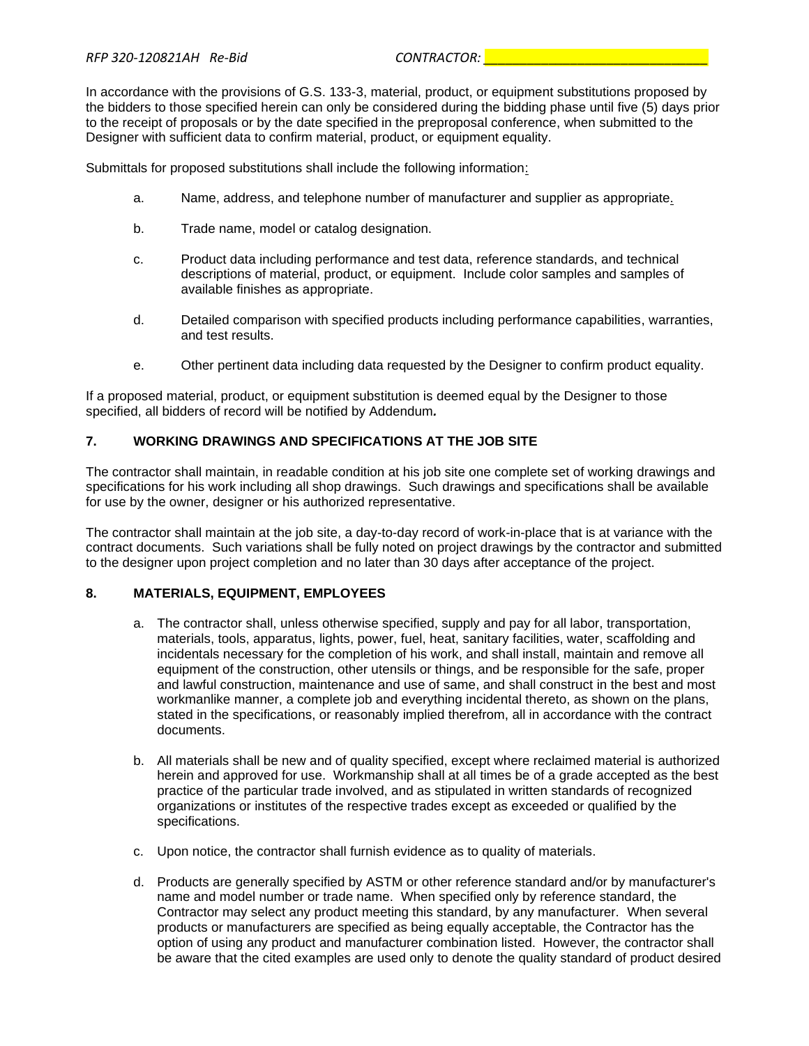In accordance with the provisions of G.S. 133-3, material, product, or equipment substitutions proposed by the bidders to those specified herein can only be considered during the bidding phase until five (5) days prior to the receipt of proposals or by the date specified in the preproposal conference, when submitted to the Designer with sufficient data to confirm material, product, or equipment equality.

Submittals for proposed substitutions shall include the following information:

a. Name, address, and telephone number of manufacturer and supplier as appropriate.

b. Trade name, model or catalog designation.

c. Product data including performance and test data, reference standards, and technical descriptions of material, product, or equipment. Include color samples and samples of available finishes as appropriate.

d. Detailed comparison with specified products including performance capabilities, warranties, and test results.

e. Other pertinent data including data requested by the Designer to confirm product equality.

If a proposed material, product, or equipment substitution is deemed equal by the Designer to those specified, all bidders of record will be notified by Addendum.

## 7. WORKING DRAWINGS AND SPECIFICATIONS AT THE JOB SITE

The contractor shall maintain, in readable condition at his job site one complete set of working drawings and specifications for his work including all shop drawings. Such drawings and specifications shall be available for use by the owner, designer or his authorized representative.

The contractor shall maintain at the job site, a day-to-day record of work-in-place that is at variance with the contract documents. Such variations shall be fully noted on project drawings by the contractor and submitted to the designer upon project completion and no later than 30 days after acceptance of the project.

## 8. MATERIALS, EQUIPMENT, EMPLOYEES

a. The contractor shall, unless otherwise specified, supply and pay for all labor, transportation, materials, tools, apparatus, lights, power, fuel, heat, sanitary facilities, water, scaffolding and incidentals necessary for the completion of his work, and shall install, maintain and remove all equipment of the construction, other utensils or things, and be responsible for the safe, proper and lawful construction, maintenance and use of same, and shall construct in the best and most workmanlike manner, a complete job and everything incidental thereto, as shown on the plans, stated in the specifications, or reasonably implied therefrom, all in accordance with the contract documents.

b. All materials shall be new and of quality specified, except where reclaimed material is authorized herein and approved for use. Workmanship shall at all times be of a grade accepted as the best practice of the particular trade involved, and as stipulated in written standards of recognized organizations or institutes of the respective trades except as exceeded or qualified by the specifications.

c. Upon notice, the contractor shall furnish evidence as to quality of materials.

d. Products are generally specified by ASTM or other reference standard and/or by manufacturer's name and model number or trade name. When specified only by reference standard, the Contractor may select any product meeting this standard, by any manufacturer. When several products or manufacturers are specified as being equally acceptable, the Contractor has the option of using any product and manufacturer combination listed. However, the contractor shall be aware that the cited examples are used only to denote the quality standard of product desired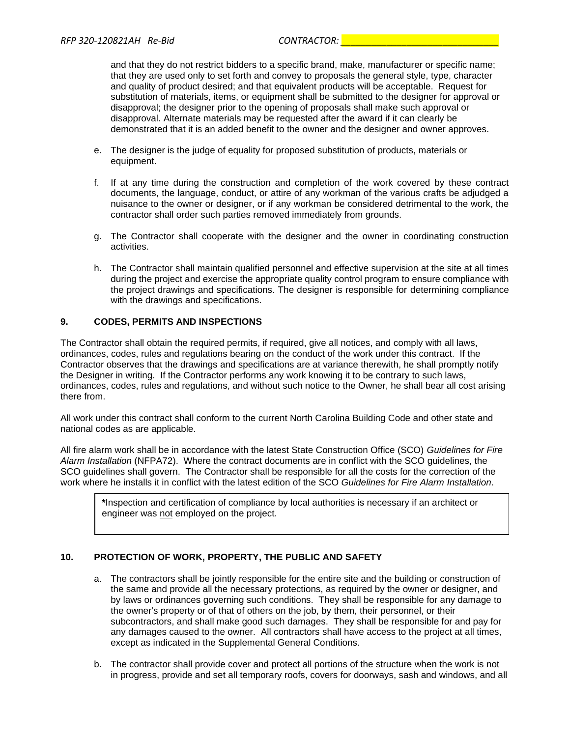and that they do not restrict bidders to a specific brand, make, manufacturer or specific name; that they are used only to set forth and convey to proposals the general style, type, character and quality of product desired; and that equivalent products will be acceptable. Request for substitution of materials, items, or equipment shall be submitted to the designer for approval or disapproval; the designer prior to the opening of proposals shall make such approval or disapproval. Alternate materials may be requested after the award if it can clearly be demonstrated that it is an added benefit to the owner and the designer and owner approves.

e. The designer is the judge of equality for proposed substitution of products, materials or equipment.

f. If at any time during the construction and completion of the work covered by these contract documents, the language, conduct, or attire of any workman of the various crafts be adjudged a nuisance to the owner or designer, or if any workman be considered detrimental to the work, the contractor shall order such parties removed immediately from grounds.

g. The Contractor shall cooperate with the designer and the owner in coordinating construction activities.

h. The Contractor shall maintain qualified personnel and effective supervision at the site at all times during the project and exercise the appropriate quality control program to ensure compliance with the project drawings and specifications. The designer is responsible for determining compliance with the drawings and specifications.

## 9. CODES, PERMITS AND INSPECTIONS

The Contractor shall obtain the required permits, if required, give all notices, and comply with all laws, ordinances, codes, rules and regulations bearing on the conduct of the work under this contract. If the Contractor observes that the drawings and specifications are at variance therewith, he shall promptly notify the Designer in writing. If the Contractor performs any work knowing it to be contrary to such laws, ordinances, codes, rules and regulations, and without such notice to the Owner, he shall bear all cost arising there from.

All work under this contract shall conform to the current North Carolina Building Code and other state and national codes as are applicable.

All fire alarm work shall be in accordance with the latest State Construction Office (SCO) *Guidelines for Fire Alarm Installation* (NFPA72). Where the contract documents are in conflict with the SCO guidelines, the SCO guidelines shall govern. The Contractor shall be responsible for all the costs for the correction of the work where he installs it in conflict with the latest edition of the SCO *Guidelines for Fire Alarm Installation*.

> **\***Inspection and certification of compliance by local authorities is necessary if an architect or engineer was <u>not</u> employed on the project.

## 10. PROTECTION OF WORK, PROPERTY, THE PUBLIC AND SAFETY

a. The contractors shall be jointly responsible for the entire site and the building or construction of the same and provide all the necessary protections, as required by the owner or designer, and by laws or ordinances governing such conditions. They shall be responsible for any damage to the owner's property or of that of others on the job, by them, their personnel, or their subcontractors, and shall make good such damages. They shall be responsible for and pay for any damages caused to the owner. All contractors shall have access to the project at all times, except as indicated in the Supplemental General Conditions.

b. The contractor shall provide cover and protect all portions of the structure when the work is not in progress, provide and set all temporary roofs, covers for doorways, sash and windows, and all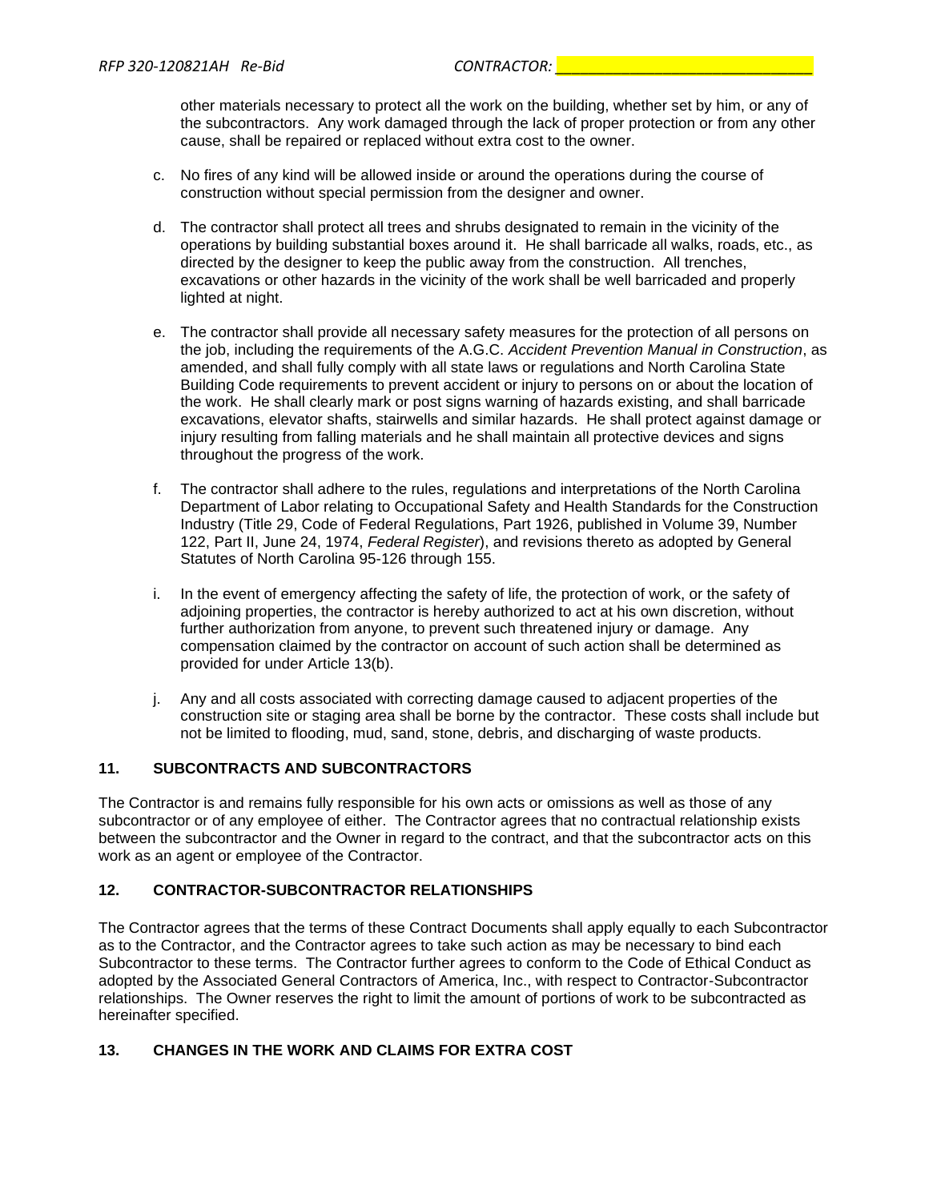other materials necessary to protect all the work on the building, whether set by him, or any of the subcontractors. Any work damaged through the lack of proper protection or from any other cause, shall be repaired or replaced without extra cost to the owner.

c. No fires of any kind will be allowed inside or around the operations during the course of construction without special permission from the designer and owner.

d. The contractor shall protect all trees and shrubs designated to remain in the vicinity of the operations by building substantial boxes around it. He shall barricade all walks, roads, etc., as directed by the designer to keep the public away from the construction. All trenches, excavations or other hazards in the vicinity of the work shall be well barricaded and properly lighted at night.

e. The contractor shall provide all necessary safety measures for the protection of all persons on the job, including the requirements of the A.G.C. *Accident Prevention Manual in Construction*, as amended, and shall fully comply with all state laws or regulations and North Carolina State Building Code requirements to prevent accident or injury to persons on or about the location of the work. He shall clearly mark or post signs warning of hazards existing, and shall barricade excavations, elevator shafts, stairwells and similar hazards. He shall protect against damage or injury resulting from falling materials and he shall maintain all protective devices and signs throughout the progress of the work.

f. The contractor shall adhere to the rules, regulations and interpretations of the North Carolina Department of Labor relating to Occupational Safety and Health Standards for the Construction Industry (Title 29, Code of Federal Regulations, Part 1926, published in Volume 39, Number 122, Part II, June 24, 1974, *Federal Register*), and revisions thereto as adopted by General Statutes of North Carolina 95-126 through 155.

i. In the event of emergency affecting the safety of life, the protection of work, or the safety of adjoining properties, the contractor is hereby authorized to act at his own discretion, without further authorization from anyone, to prevent such threatened injury or damage. Any compensation claimed by the contractor on account of such action shall be determined as provided for under Article 13(b).

j. Any and all costs associated with correcting damage caused to adjacent properties of the construction site or staging area shall be borne by the contractor. These costs shall include but not be limited to flooding, mud, sand, stone, debris, and discharging of waste products.

## 11. SUBCONTRACTS AND SUBCONTRACTORS

The Contractor is and remains fully responsible for his own acts or omissions as well as those of any subcontractor or of any employee of either. The Contractor agrees that no contractual relationship exists between the subcontractor and the Owner in regard to the contract, and that the subcontractor acts on this work as an agent or employee of the Contractor.

## 12. CONTRACTOR-SUBCONTRACTOR RELATIONSHIPS

The Contractor agrees that the terms of these Contract Documents shall apply equally to each Subcontractor as to the Contractor, and the Contractor agrees to take such action as may be necessary to bind each Subcontractor to these terms. The Contractor further agrees to conform to the Code of Ethical Conduct as adopted by the Associated General Contractors of America, Inc., with respect to Contractor-Subcontractor relationships. The Owner reserves the right to limit the amount of portions of work to be subcontracted as hereinafter specified.

## 13. CHANGES IN THE WORK AND CLAIMS FOR EXTRA COST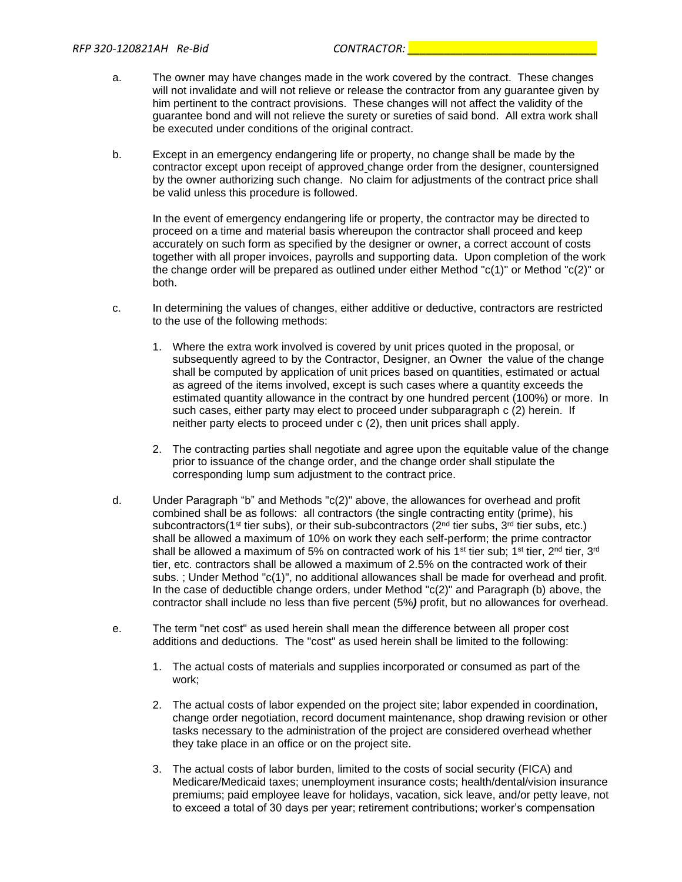a. The owner may have changes made in the work covered by the contract. These changes will not invalidate and will not relieve or release the contractor from any guarantee given by him pertinent to the contract provisions. These changes will not affect the validity of the guarantee bond and will not relieve the surety or sureties of said bond. All extra work shall be executed under conditions of the original contract.

b. Except in an emergency endangering life or property, no change shall be made by the contractor except upon receipt of approved change order from the designer, countersigned by the owner authorizing such change. No claim for adjustments of the contract price shall be valid unless this procedure is followed.

   In the event of emergency endangering life or property, the contractor may be directed to proceed on a time and material basis whereupon the contractor shall proceed and keep accurately on such form as specified by the designer or owner, a correct account of costs together with all proper invoices, payrolls and supporting data. Upon completion of the work the change order will be prepared as outlined under either Method "c(1)" or Method "c(2)" or both.

c. In determining the values of changes, either additive or deductive, contractors are restricted to the use of the following methods:

   1. Where the extra work involved is covered by unit prices quoted in the proposal, or subsequently agreed to by the Contractor, Designer, an Owner the value of the change shall be computed by application of unit prices based on quantities, estimated or actual as agreed of the items involved, except is such cases where a quantity exceeds the estimated quantity allowance in the contract by one hundred percent (100%) or more. In such cases, either party may elect to proceed under subparagraph c (2) herein. If neither party elects to proceed under c (2), then unit prices shall apply.

   2. The contracting parties shall negotiate and agree upon the equitable value of the change prior to issuance of the change order, and the change order shall stipulate the corresponding lump sum adjustment to the contract price.

d. Under Paragraph "b" and Methods "c(2)" above, the allowances for overhead and profit combined shall be as follows: all contractors (the single contracting entity (prime), his subcontractors(1st tier subs), or their sub-subcontractors (2nd tier subs, 3rd tier subs, etc.) shall be allowed a maximum of 10% on work they each self-perform; the prime contractor shall be allowed a maximum of 5% on contracted work of his 1st tier sub; 1st tier, 2nd tier, 3rd tier, etc. contractors shall be allowed a maximum of 2.5% on the contracted work of their subs. ; Under Method "c(1)", no additional allowances shall be made for overhead and profit. In the case of deductible change orders, under Method "c(2)" and Paragraph (b) above, the contractor shall include no less than five percent (5%*)* profit, but no allowances for overhead.

e. The term "net cost" as used herein shall mean the difference between all proper cost additions and deductions. The "cost" as used herein shall be limited to the following:

   1. The actual costs of materials and supplies incorporated or consumed as part of the work;

   2. The actual costs of labor expended on the project site; labor expended in coordination, change order negotiation, record document maintenance, shop drawing revision or other tasks necessary to the administration of the project are considered overhead whether they take place in an office or on the project site.

   3. The actual costs of labor burden, limited to the costs of social security (FICA) and Medicare/Medicaid taxes; unemployment insurance costs; health/dental/vision insurance premiums; paid employee leave for holidays, vacation, sick leave, and/or petty leave, not to exceed a total of 30 days per year; retirement contributions; worker's compensation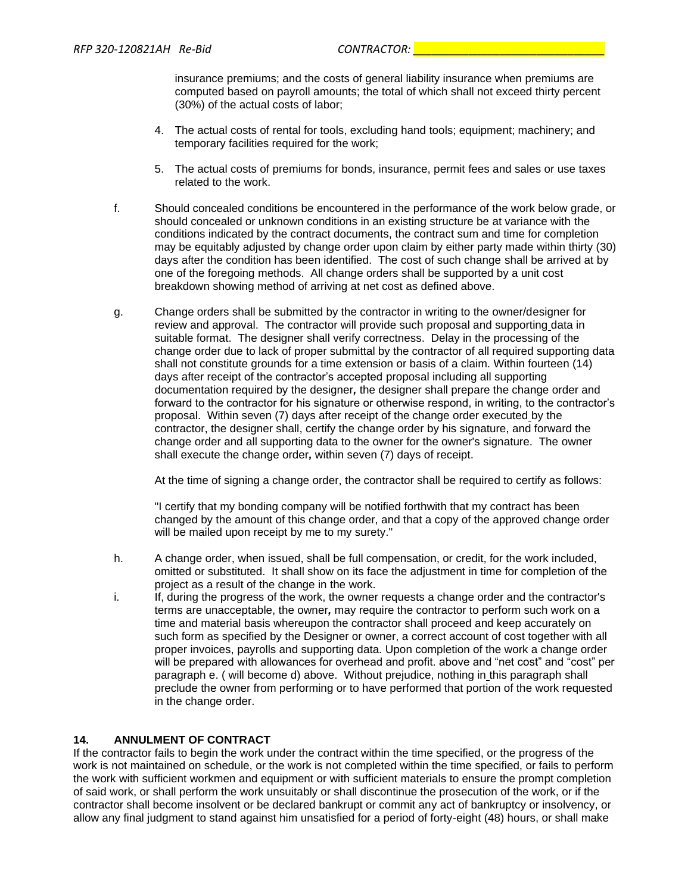insurance premiums; and the costs of general liability insurance when premiums are computed based on payroll amounts; the total of which shall not exceed thirty percent (30%) of the actual costs of labor;

4. The actual costs of rental for tools, excluding hand tools; equipment; machinery; and temporary facilities required for the work;

5. The actual costs of premiums for bonds, insurance, permit fees and sales or use taxes related to the work.

f. Should concealed conditions be encountered in the performance of the work below grade, or should concealed or unknown conditions in an existing structure be at variance with the conditions indicated by the contract documents, the contract sum and time for completion may be equitably adjusted by change order upon claim by either party made within thirty (30) days after the condition has been identified. The cost of such change shall be arrived at by one of the foregoing methods. All change orders shall be supported by a unit cost breakdown showing method of arriving at net cost as defined above.

g. Change orders shall be submitted by the contractor in writing to the owner/designer for review and approval. The contractor will provide such proposal and supporting data in suitable format. The designer shall verify correctness. Delay in the processing of the change order due to lack of proper submittal by the contractor of all required supporting data shall not constitute grounds for a time extension or basis of a claim. Within fourteen (14) days after receipt of the contractor's accepted proposal including all supporting documentation required by the designer**,** the designer shall prepare the change order and forward to the contractor for his signature or otherwise respond, in writing, to the contractor's proposal. Within seven (7) days after receipt of the change order executed by the contractor, the designer shall, certify the change order by his signature, and forward the change order and all supporting data to the owner for the owner's signature. The owner shall execute the change order**,** within seven (7) days of receipt.

   At the time of signing a change order, the contractor shall be required to certify as follows:

   "I certify that my bonding company will be notified forthwith that my contract has been changed by the amount of this change order, and that a copy of the approved change order will be mailed upon receipt by me to my surety."

h. A change order, when issued, shall be full compensation, or credit, for the work included, omitted or substituted. It shall show on its face the adjustment in time for completion of the project as a result of the change in the work.

i. If, during the progress of the work, the owner requests a change order and the contractor's terms are unacceptable, the owner**,** may require the contractor to perform such work on a time and material basis whereupon the contractor shall proceed and keep accurately on such form as specified by the Designer or owner, a correct account of cost together with all proper invoices, payrolls and supporting data. Upon completion of the work a change order will be prepared with allowances for overhead and profit. above and "net cost" and "cost" per paragraph e. ( will become d) above. Without prejudice, nothing in this paragraph shall preclude the owner from performing or to have performed that portion of the work requested in the change order.

### 14. ANNULMENT OF CONTRACT

If the contractor fails to begin the work under the contract within the time specified, or the progress of the work is not maintained on schedule, or the work is not completed within the time specified, or fails to perform the work with sufficient workmen and equipment or with sufficient materials to ensure the prompt completion of said work, or shall perform the work unsuitably or shall discontinue the prosecution of the work, or if the contractor shall become insolvent or be declared bankrupt or commit any act of bankruptcy or insolvency, or allow any final judgment to stand against him unsatisfied for a period of forty-eight (48) hours, or shall make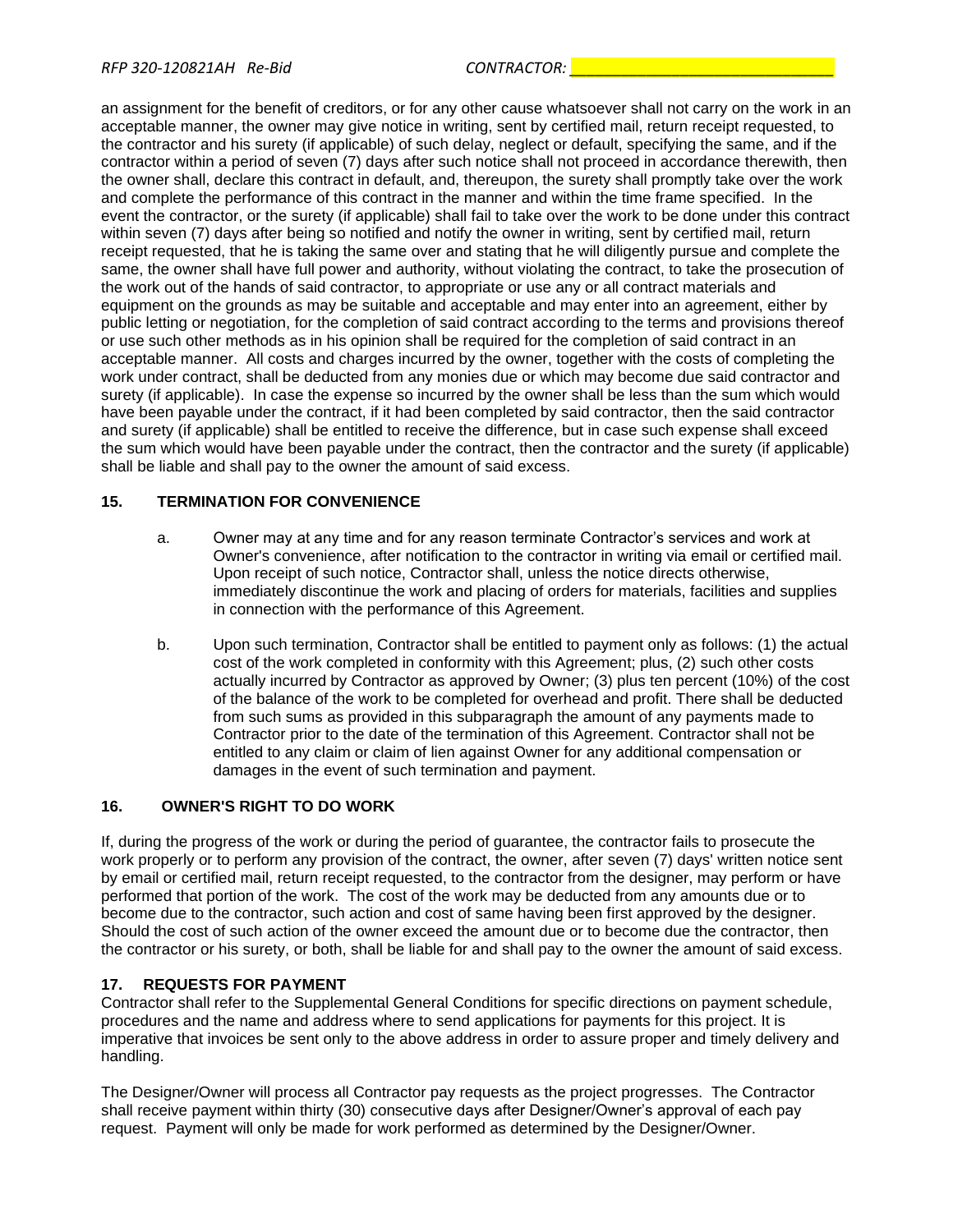an assignment for the benefit of creditors, or for any other cause whatsoever shall not carry on the work in an acceptable manner, the owner may give notice in writing, sent by certified mail, return receipt requested, to the contractor and his surety (if applicable) of such delay, neglect or default, specifying the same, and if the contractor within a period of seven (7) days after such notice shall not proceed in accordance therewith, then the owner shall, declare this contract in default, and, thereupon, the surety shall promptly take over the work and complete the performance of this contract in the manner and within the time frame specified. In the event the contractor, or the surety (if applicable) shall fail to take over the work to be done under this contract within seven (7) days after being so notified and notify the owner in writing, sent by certified mail, return receipt requested, that he is taking the same over and stating that he will diligently pursue and complete the same, the owner shall have full power and authority, without violating the contract, to take the prosecution of the work out of the hands of said contractor, to appropriate or use any or all contract materials and equipment on the grounds as may be suitable and acceptable and may enter into an agreement, either by public letting or negotiation, for the completion of said contract according to the terms and provisions thereof or use such other methods as in his opinion shall be required for the completion of said contract in an acceptable manner. All costs and charges incurred by the owner, together with the costs of completing the work under contract, shall be deducted from any monies due or which may become due said contractor and surety (if applicable). In case the expense so incurred by the owner shall be less than the sum which would have been payable under the contract, if it had been completed by said contractor, then the said contractor and surety (if applicable) shall be entitled to receive the difference, but in case such expense shall exceed the sum which would have been payable under the contract, then the contractor and the surety (if applicable) shall be liable and shall pay to the owner the amount of said excess.

## 15. TERMINATION FOR CONVENIENCE

a. Owner may at any time and for any reason terminate Contractor's services and work at Owner's convenience, after notification to the contractor in writing via email or certified mail. Upon receipt of such notice, Contractor shall, unless the notice directs otherwise, immediately discontinue the work and placing of orders for materials, facilities and supplies in connection with the performance of this Agreement.

b. Upon such termination, Contractor shall be entitled to payment only as follows: (1) the actual cost of the work completed in conformity with this Agreement; plus, (2) such other costs actually incurred by Contractor as approved by Owner; (3) plus ten percent (10%) of the cost of the balance of the work to be completed for overhead and profit. There shall be deducted from such sums as provided in this subparagraph the amount of any payments made to Contractor prior to the date of the termination of this Agreement. Contractor shall not be entitled to any claim or claim of lien against Owner for any additional compensation or damages in the event of such termination and payment.

## 16. OWNER'S RIGHT TO DO WORK

If, during the progress of the work or during the period of guarantee, the contractor fails to prosecute the work properly or to perform any provision of the contract, the owner, after seven (7) days' written notice sent by email or certified mail, return receipt requested, to the contractor from the designer, may perform or have performed that portion of the work. The cost of the work may be deducted from any amounts due or to become due to the contractor, such action and cost of same having been first approved by the designer. Should the cost of such action of the owner exceed the amount due or to become due the contractor, then the contractor or his surety, or both, shall be liable for and shall pay to the owner the amount of said excess.

## 17. REQUESTS FOR PAYMENT

Contractor shall refer to the Supplemental General Conditions for specific directions on payment schedule, procedures and the name and address where to send applications for payments for this project. It is imperative that invoices be sent only to the above address in order to assure proper and timely delivery and handling.

The Designer/Owner will process all Contractor pay requests as the project progresses. The Contractor shall receive payment within thirty (30) consecutive days after Designer/Owner's approval of each pay request. Payment will only be made for work performed as determined by the Designer/Owner.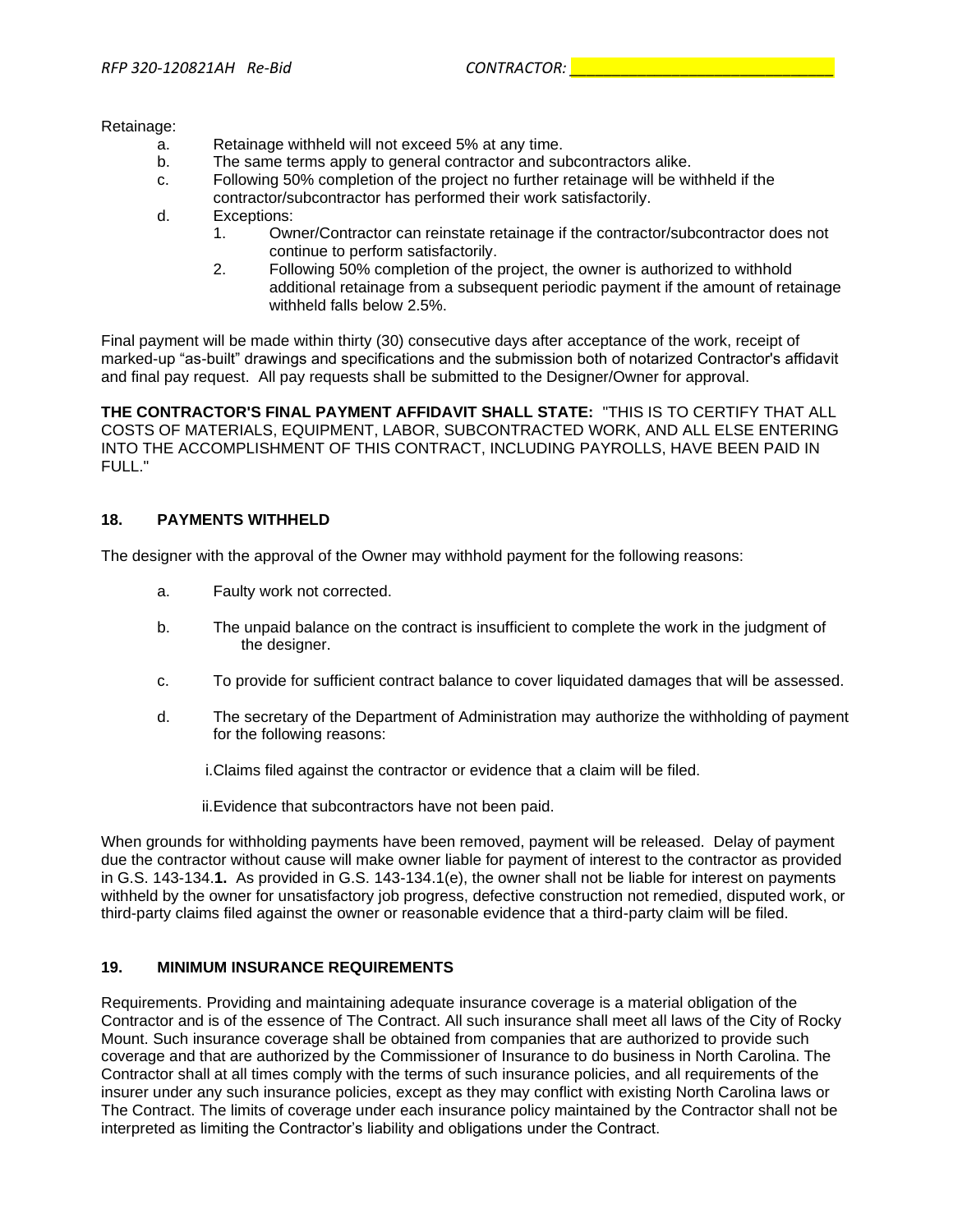Retainage:

a. Retainage withheld will not exceed 5% at any time.
b. The same terms apply to general contractor and subcontractors alike.
c. Following 50% completion of the project no further retainage will be withheld if the contractor/subcontractor has performed their work satisfactorily.
d. Exceptions:
    1. Owner/Contractor can reinstate retainage if the contractor/subcontractor does not continue to perform satisfactorily.
    2. Following 50% completion of the project, the owner is authorized to withhold additional retainage from a subsequent periodic payment if the amount of retainage withheld falls below 2.5%.

Final payment will be made within thirty (30) consecutive days after acceptance of the work, receipt of marked-up "as-built" drawings and specifications and the submission both of notarized Contractor's affidavit and final pay request. All pay requests shall be submitted to the Designer/Owner for approval.

**THE CONTRACTOR'S FINAL PAYMENT AFFIDAVIT SHALL STATE:** "THIS IS TO CERTIFY THAT ALL COSTS OF MATERIALS, EQUIPMENT, LABOR, SUBCONTRACTED WORK, AND ALL ELSE ENTERING INTO THE ACCOMPLISHMENT OF THIS CONTRACT, INCLUDING PAYROLLS, HAVE BEEN PAID IN FULL."

## 18. PAYMENTS WITHHELD

The designer with the approval of the Owner may withhold payment for the following reasons:

a. Faulty work not corrected.

b. The unpaid balance on the contract is insufficient to complete the work in the judgment of the designer.

c. To provide for sufficient contract balance to cover liquidated damages that will be assessed.

d. The secretary of the Department of Administration may authorize the withholding of payment for the following reasons:

    i. Claims filed against the contractor or evidence that a claim will be filed.

    ii. Evidence that subcontractors have not been paid.

When grounds for withholding payments have been removed, payment will be released. Delay of payment due the contractor without cause will make owner liable for payment of interest to the contractor as provided in G.S. 143-134.**1.** As provided in G.S. 143-134.1(e), the owner shall not be liable for interest on payments withheld by the owner for unsatisfactory job progress, defective construction not remedied, disputed work, or third-party claims filed against the owner or reasonable evidence that a third-party claim will be filed.

## 19. MINIMUM INSURANCE REQUIREMENTS

Requirements. Providing and maintaining adequate insurance coverage is a material obligation of the Contractor and is of the essence of The Contract. All such insurance shall meet all laws of the City of Rocky Mount. Such insurance coverage shall be obtained from companies that are authorized to provide such coverage and that are authorized by the Commissioner of Insurance to do business in North Carolina. The Contractor shall at all times comply with the terms of such insurance policies, and all requirements of the insurer under any such insurance policies, except as they may conflict with existing North Carolina laws or The Contract. The limits of coverage under each insurance policy maintained by the Contractor shall not be interpreted as limiting the Contractor's liability and obligations under the Contract.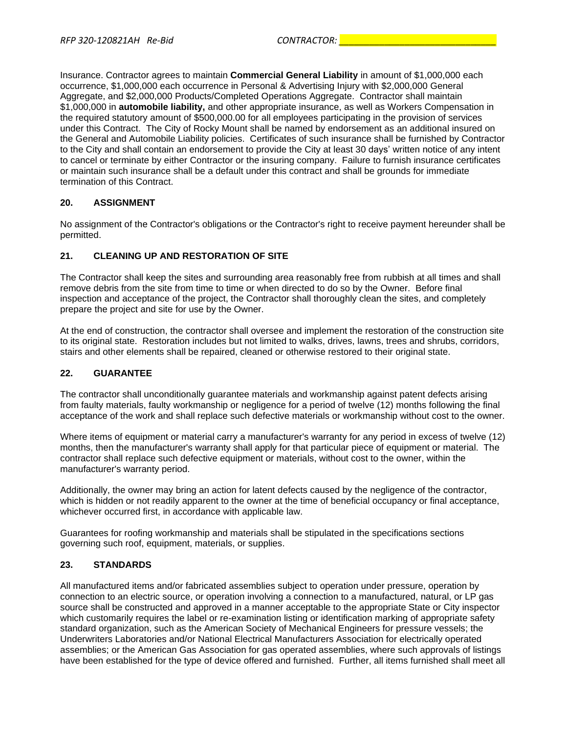Insurance. Contractor agrees to maintain **Commercial General Liability** in amount of $1,000,000 each occurrence, $1,000,000 each occurrence in Personal & Advertising Injury with $2,000,000 General Aggregate, and $2,000,000 Products/Completed Operations Aggregate. Contractor shall maintain $1,000,000 in **automobile liability,** and other appropriate insurance, as well as Workers Compensation in the required statutory amount of $500,000.00 for all employees participating in the provision of services under this Contract. The City of Rocky Mount shall be named by endorsement as an additional insured on the General and Automobile Liability policies. Certificates of such insurance shall be furnished by Contractor to the City and shall contain an endorsement to provide the City at least 30 days' written notice of any intent to cancel or terminate by either Contractor or the insuring company. Failure to furnish insurance certificates or maintain such insurance shall be a default under this contract and shall be grounds for immediate termination of this Contract.

## 20. ASSIGNMENT

No assignment of the Contractor's obligations or the Contractor's right to receive payment hereunder shall be permitted.

## 21. CLEANING UP AND RESTORATION OF SITE

The Contractor shall keep the sites and surrounding area reasonably free from rubbish at all times and shall remove debris from the site from time to time or when directed to do so by the Owner. Before final inspection and acceptance of the project, the Contractor shall thoroughly clean the sites, and completely prepare the project and site for use by the Owner.

At the end of construction, the contractor shall oversee and implement the restoration of the construction site to its original state. Restoration includes but not limited to walks, drives, lawns, trees and shrubs, corridors, stairs and other elements shall be repaired, cleaned or otherwise restored to their original state.

## 22. GUARANTEE

The contractor shall unconditionally guarantee materials and workmanship against patent defects arising from faulty materials, faulty workmanship or negligence for a period of twelve (12) months following the final acceptance of the work and shall replace such defective materials or workmanship without cost to the owner.

Where items of equipment or material carry a manufacturer's warranty for any period in excess of twelve (12) months, then the manufacturer's warranty shall apply for that particular piece of equipment or material. The contractor shall replace such defective equipment or materials, without cost to the owner, within the manufacturer's warranty period.

Additionally, the owner may bring an action for latent defects caused by the negligence of the contractor, which is hidden or not readily apparent to the owner at the time of beneficial occupancy or final acceptance, whichever occurred first, in accordance with applicable law.

Guarantees for roofing workmanship and materials shall be stipulated in the specifications sections governing such roof, equipment, materials, or supplies.

## 23. STANDARDS

All manufactured items and/or fabricated assemblies subject to operation under pressure, operation by connection to an electric source, or operation involving a connection to a manufactured, natural, or LP gas source shall be constructed and approved in a manner acceptable to the appropriate State or City inspector which customarily requires the label or re-examination listing or identification marking of appropriate safety standard organization, such as the American Society of Mechanical Engineers for pressure vessels; the Underwriters Laboratories and/or National Electrical Manufacturers Association for electrically operated assemblies; or the American Gas Association for gas operated assemblies, where such approvals of listings have been established for the type of device offered and furnished. Further, all items furnished shall meet all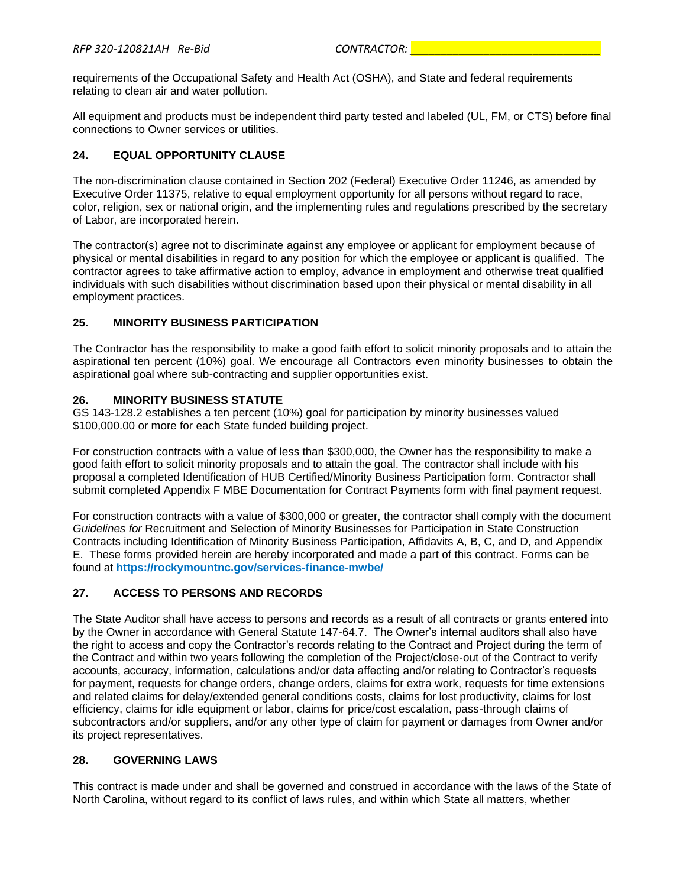requirements of the Occupational Safety and Health Act (OSHA), and State and federal requirements relating to clean air and water pollution.

All equipment and products must be independent third party tested and labeled (UL, FM, or CTS) before final connections to Owner services or utilities.

## 24. EQUAL OPPORTUNITY CLAUSE

The non-discrimination clause contained in Section 202 (Federal) Executive Order 11246, as amended by Executive Order 11375, relative to equal employment opportunity for all persons without regard to race, color, religion, sex or national origin, and the implementing rules and regulations prescribed by the secretary of Labor, are incorporated herein.

The contractor(s) agree not to discriminate against any employee or applicant for employment because of physical or mental disabilities in regard to any position for which the employee or applicant is qualified. The contractor agrees to take affirmative action to employ, advance in employment and otherwise treat qualified individuals with such disabilities without discrimination based upon their physical or mental disability in all employment practices.

## 25. MINORITY BUSINESS PARTICIPATION

The Contractor has the responsibility to make a good faith effort to solicit minority proposals and to attain the aspirational ten percent (10%) goal. We encourage all Contractors even minority businesses to obtain the aspirational goal where sub-contracting and supplier opportunities exist.

## 26. MINORITY BUSINESS STATUTE

GS 143-128.2 establishes a ten percent (10%) goal for participation by minority businesses valued $100,000.00 or more for each State funded building project.

For construction contracts with a value of less than $300,000, the Owner has the responsibility to make a good faith effort to solicit minority proposals and to attain the goal. The contractor shall include with his proposal a completed Identification of HUB Certified/Minority Business Participation form. Contractor shall submit completed Appendix F MBE Documentation for Contract Payments form with final payment request.

For construction contracts with a value of $300,000 or greater, the contractor shall comply with the document *Guidelines for* Recruitment and Selection of Minority Businesses for Participation in State Construction Contracts including Identification of Minority Business Participation, Affidavits A, B, C, and D, and Appendix E. These forms provided herein are hereby incorporated and made a part of this contract. Forms can be found at **https://rockymountnc.gov/services-finance-mwbe/**

## 27. ACCESS TO PERSONS AND RECORDS

The State Auditor shall have access to persons and records as a result of all contracts or grants entered into by the Owner in accordance with General Statute 147-64.7. The Owner's internal auditors shall also have the right to access and copy the Contractor's records relating to the Contract and Project during the term of the Contract and within two years following the completion of the Project/close-out of the Contract to verify accounts, accuracy, information, calculations and/or data affecting and/or relating to Contractor's requests for payment, requests for change orders, change orders, claims for extra work, requests for time extensions and related claims for delay/extended general conditions costs, claims for lost productivity, claims for lost efficiency, claims for idle equipment or labor, claims for price/cost escalation, pass-through claims of subcontractors and/or suppliers, and/or any other type of claim for payment or damages from Owner and/or its project representatives.

## 28. GOVERNING LAWS

This contract is made under and shall be governed and construed in accordance with the laws of the State of North Carolina, without regard to its conflict of laws rules, and within which State all matters, whether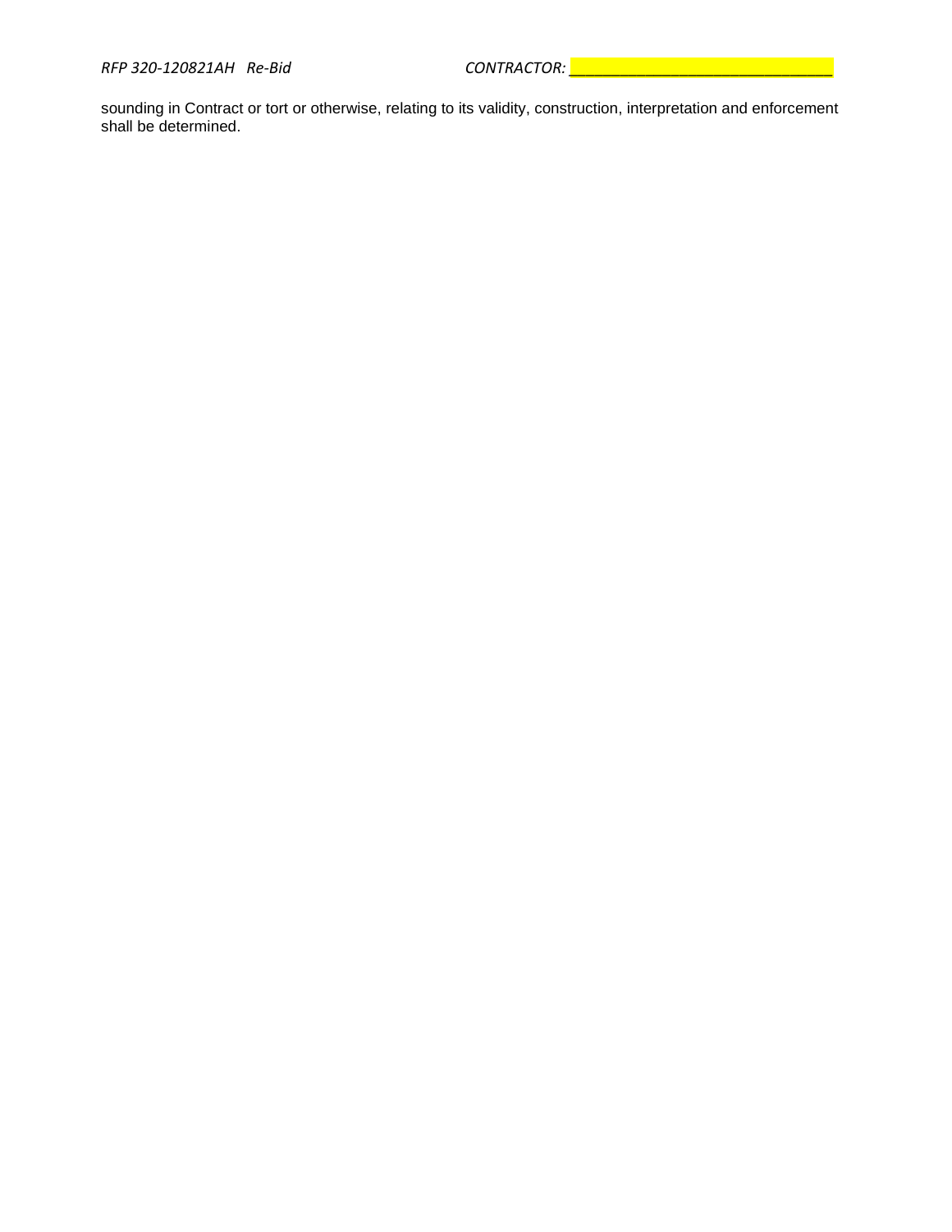sounding in Contract or tort or otherwise, relating to its validity, construction, interpretation and enforcement shall be determined.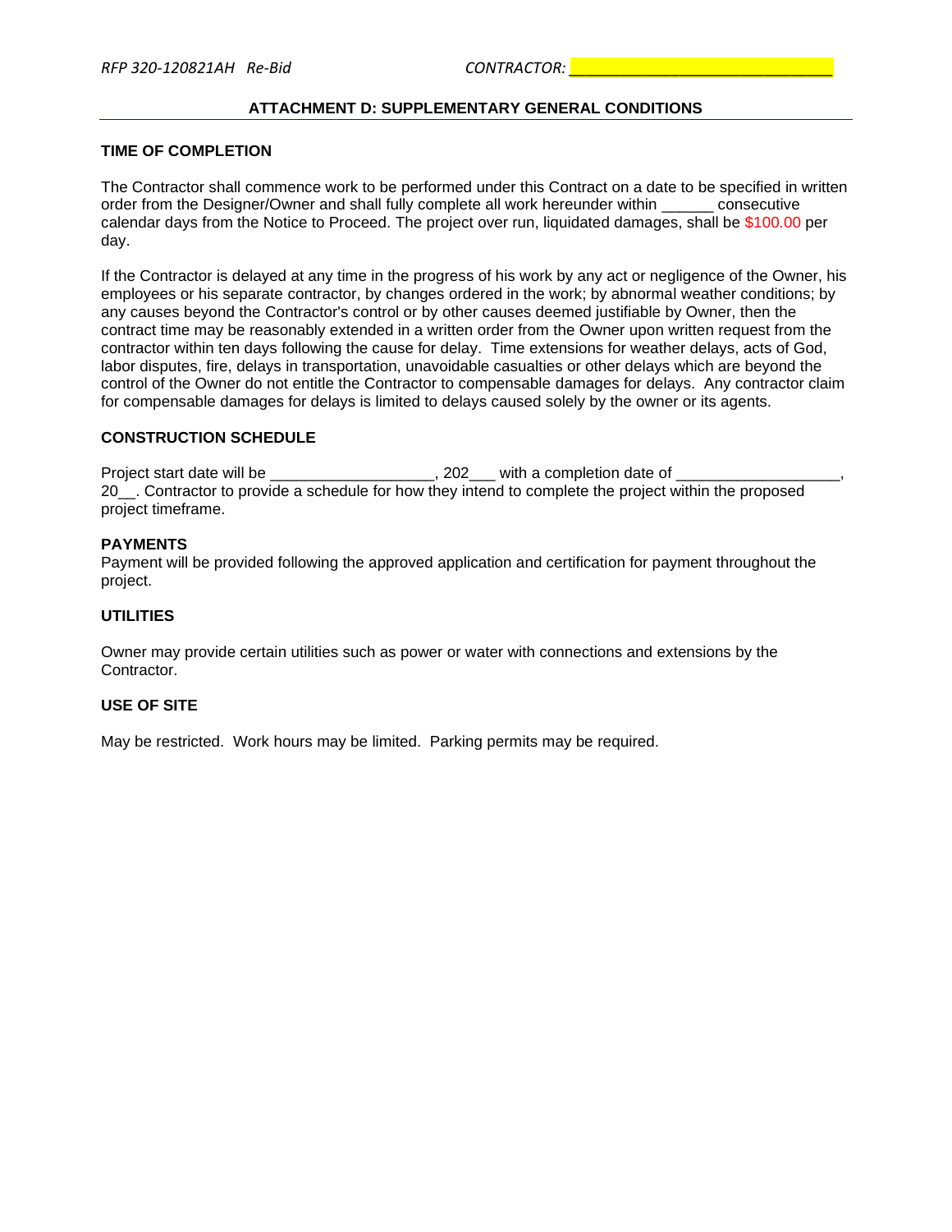## ATTACHMENT D: SUPPLEMENTARY GENERAL CONDITIONS

### TIME OF COMPLETION

The Contractor shall commence work to be performed under this Contract on a date to be specified in written order from the Designer/Owner and shall fully complete all work hereunder within ______ consecutive calendar days from the Notice to Proceed. The project over run, liquidated damages, shall be $100.00 per day.

If the Contractor is delayed at any time in the progress of his work by any act or negligence of the Owner, his employees or his separate contractor, by changes ordered in the work; by abnormal weather conditions; by any causes beyond the Contractor's control or by other causes deemed justifiable by Owner, then the contract time may be reasonably extended in a written order from the Owner upon written request from the contractor within ten days following the cause for delay. Time extensions for weather delays, acts of God, labor disputes, fire, delays in transportation, unavoidable casualties or other delays which are beyond the control of the Owner do not entitle the Contractor to compensable damages for delays. Any contractor claim for compensable damages for delays is limited to delays caused solely by the owner or its agents.

### CONSTRUCTION SCHEDULE

Project start date will be __________________, 202___ with a completion date of __________________, 20__. Contractor to provide a schedule for how they intend to complete the project within the proposed project timeframe.

### PAYMENTS

Payment will be provided following the approved application and certification for payment throughout the project.

### UTILITIES

Owner may provide certain utilities such as power or water with connections and extensions by the Contractor.

### USE OF SITE

May be restricted. Work hours may be limited. Parking permits may be required.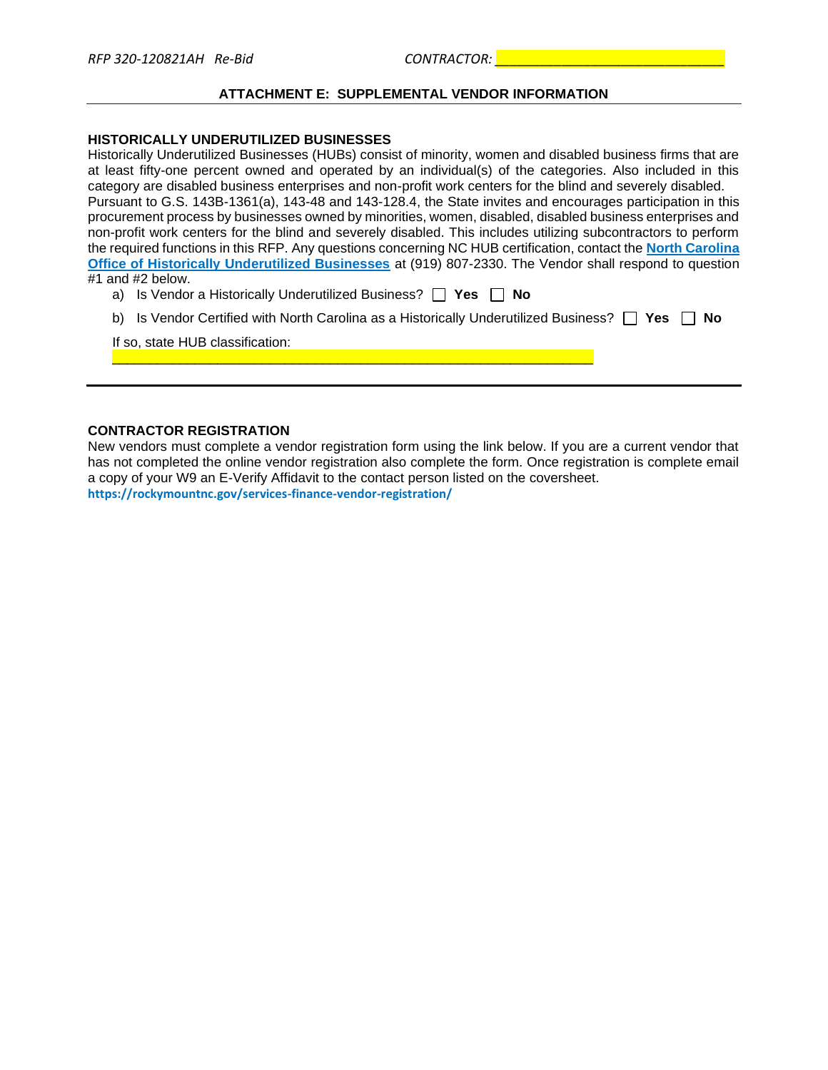RFP 320-120821AH Re-Bid CONTRACTOR: ______________________________

## ATTACHMENT E: SUPPLEMENTAL VENDOR INFORMATION

### HISTORICALLY UNDERUTILIZED BUSINESSES

Historically Underutilized Businesses (HUBs) consist of minority, women and disabled business firms that are at least fifty-one percent owned and operated by an individual(s) of the categories. Also included in this category are disabled business enterprises and non-profit work centers for the blind and severely disabled. Pursuant to G.S. 143B-1361(a), 143-48 and 143-128.4, the State invites and encourages participation in this procurement process by businesses owned by minorities, women, disabled, disabled business enterprises and non-profit work centers for the blind and severely disabled. This includes utilizing subcontractors to perform the required functions in this RFP. Any questions concerning NC HUB certification, contact the **North Carolina Office of Historically Underutilized Businesses** at (919) 807-2330. The Vendor shall respond to question #1 and #2 below.

a) Is Vendor a Historically Underutilized Business? ☐ **Yes** ☐ **No**

b) Is Vendor Certified with North Carolina as a Historically Underutilized Business? ☐ **Yes** ☐ **No**

If so, state HUB classification: ____________________________________________________________

---

### CONTRACTOR REGISTRATION

New vendors must complete a vendor registration form using the link below. If you are a current vendor that has not completed the online vendor registration also complete the form. Once registration is complete email a copy of your W9 an E-Verify Affidavit to the contact person listed on the coversheet.

**https://rockymountnc.gov/services-finance-vendor-registration/**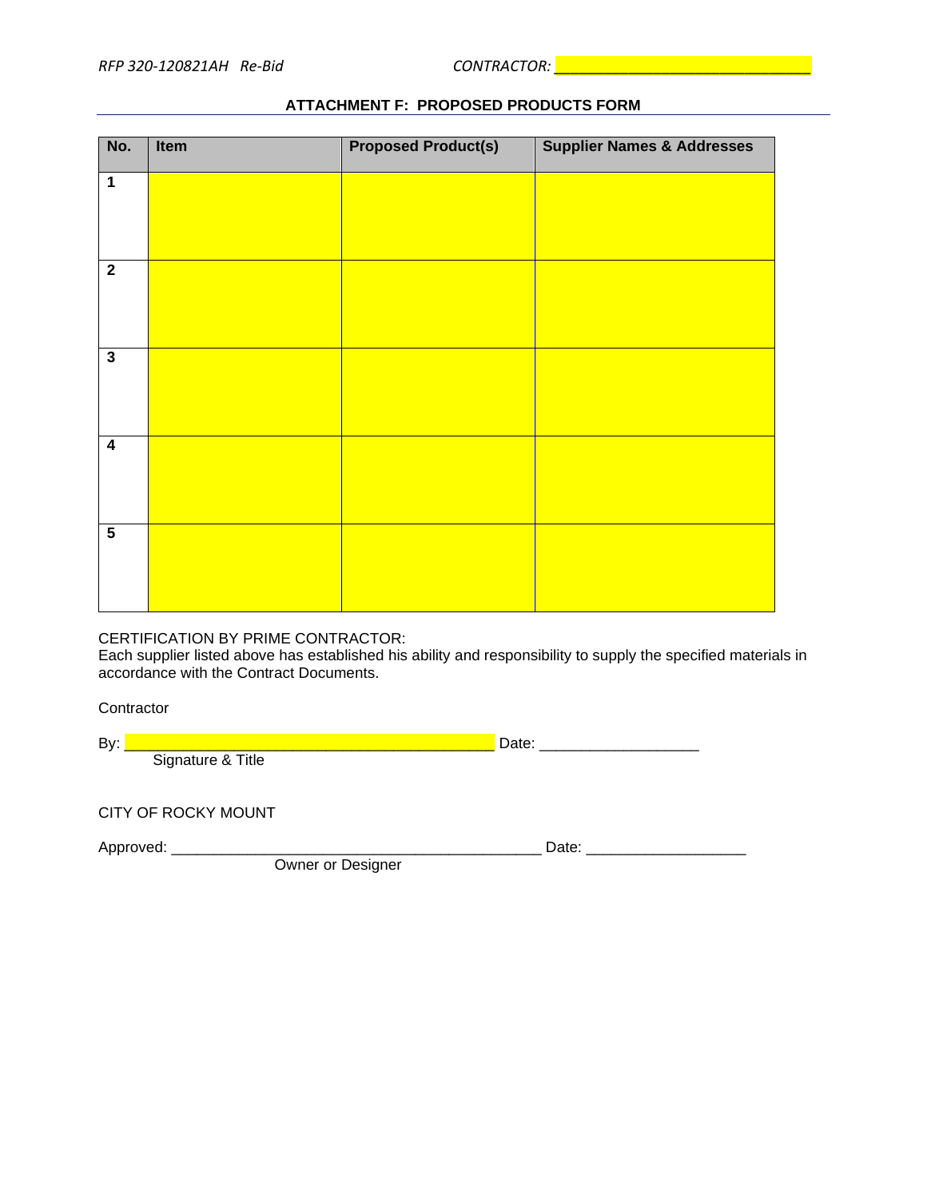## ATTACHMENT F: PROPOSED PRODUCTS FORM

CONTRACTOR: ______________________________

| No. | Item | Proposed Product(s) | Supplier Names & Addresses |
|---|---|---|---|
| 1 | | | |
| 2 | | | |
| 3 | | | |
| 4 | | | |
| 5 | | | |

CERTIFICATION BY PRIME CONTRACTOR:
Each supplier listed above has established his ability and responsibility to supply the specified materials in accordance with the Contract Documents.

Contractor

By: ____________________________________________ Date: __________________
Signature & Title

CITY OF ROCKY MOUNT

Approved: ____________________________________________ Date: __________________
Owner or Designer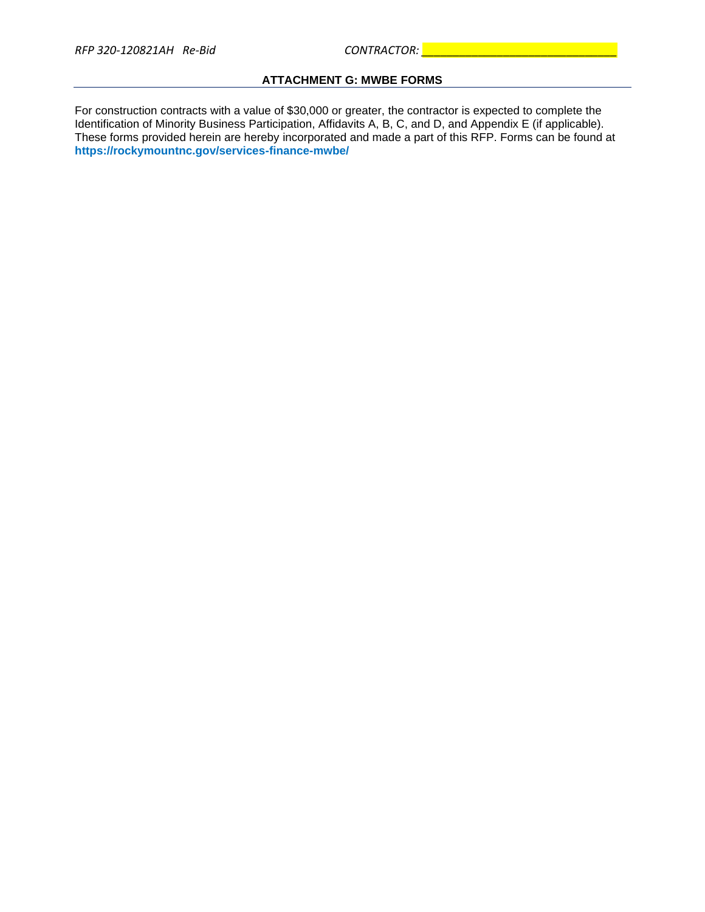## ATTACHMENT G: MWBE FORMS

For construction contracts with a value of $30,000 or greater, the contractor is expected to complete the Identification of Minority Business Participation, Affidavits A, B, C, and D, and Appendix E (if applicable). These forms provided herein are hereby incorporated and made a part of this RFP. Forms can be found at **https://rockymountnc.gov/services-finance-mwbe/**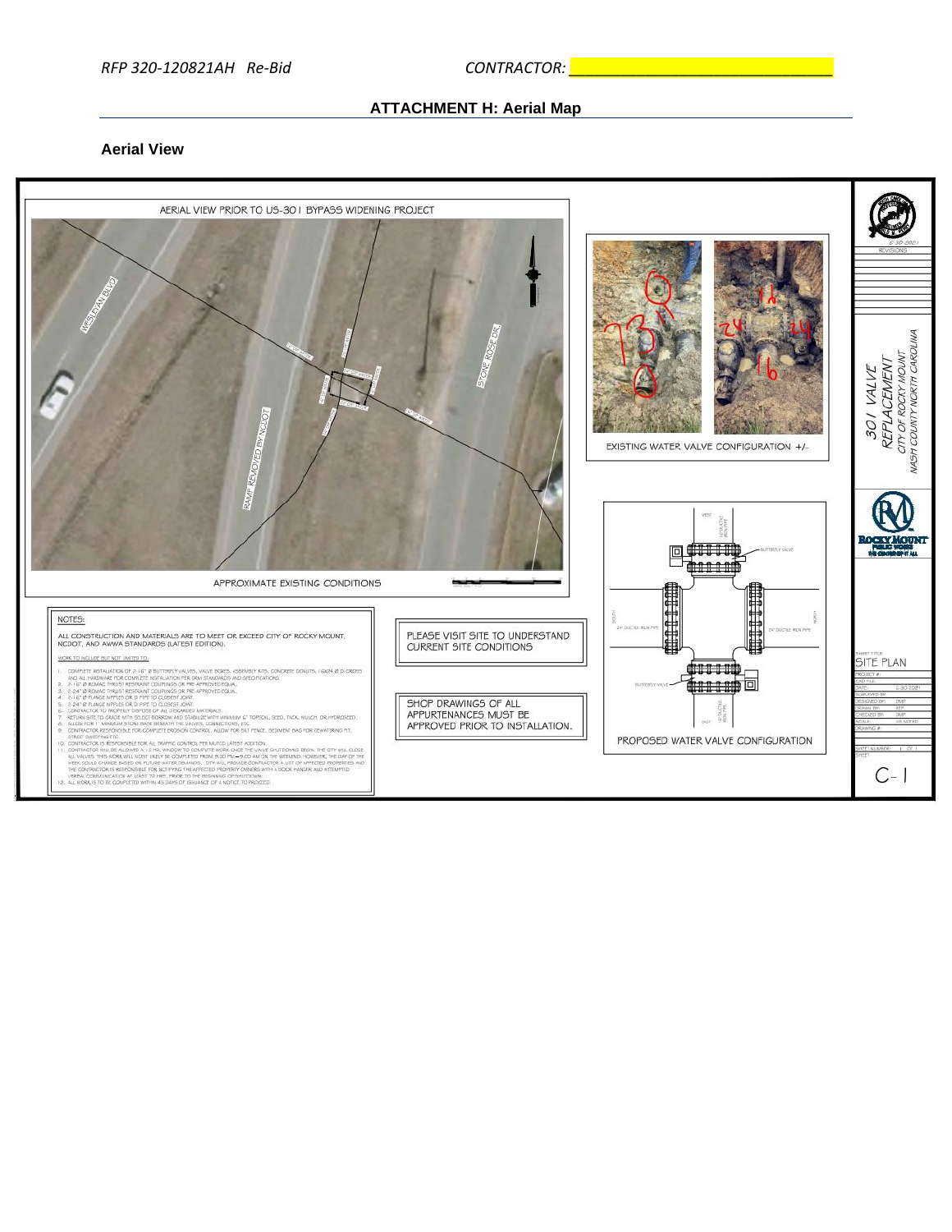RFP 320-120821AH Re-Bid CONTRACTOR: ______________________________

## ATTACHMENT H: Aerial Map

### Aerial View

AERIAL VIEW PRIOR TO US-301 BYPASS WIDENING PROJECT

WESLEYAN BLVD

STONE ROSE DR.

RAMP REMOVED BY NCDOT

APPROXIMATE EXISTING CONDITIONS

EXISTING WATER VALVE CONFIGURATION +/-

PROPOSED WATER VALVE CONFIGURATION

BUTTERFLY VALVE

24" DUCTILE IRON PIPE

16" DUCTILE IRON PIPE

WEST

SOUTH

NORTH

EAST

NOTES:

ALL CONSTRUCTION AND MATERIALS ARE TO MEET OR EXCEED CITY OF ROCKY MOUNT, NCDOT, AND AWWA STANDARDS (LATEST EDITION).

WORK TO INCLUDE BUT NOT LIMITED TO:

1. COMPLETE INSTALLATION OF 2-16" Ø BUTTERFLY VALVES, VALVE BOXES, ASSEMBLY KITS, CONCRETE DONUTS, 16X24 Ø DI CROSS AND ALL HARDWARE FOR COMPLETE INSTALLATION PER CRM STANDARDS AND SPECIFICATIONS.
2. 2-16" Ø ROMAC THRUST RESTRAINT COUPLINGS OR PRE-APPROVED EQUAL.
3. 2-24" Ø ROMAC THRUST RESTRAINT COUPLINGS OR PRE-APPROVED EQUAL.
4. 2-16" Ø FLANGE NIPPLES OR DI PIPE TO CLOSEST JOINT.
5. 2-24" Ø FLANGE NIPPLES OR DI PIPE TO CLOSEST JOINT.
6. CONTRACTOR TO PROPERLY DISPOSE OF ALL DISCARDED MATERIALS.
7. RETURN SITE TO GRADE WITH SELECT BORROW AND STABILIZE WITH MINIMUM 6" TOPSOIL, SEED, TACK, MULCH, OR HYDROSEED.
8. ALLOW FOR 1' MINIMUM STONE BASE BENEATH THE VALVES, CONNECTIONS, ETC.
9. CONTRACTOR RESPONSIBLE FOR COMPLETE EROSION CONTROL. ALLOW FOR SILT FENCE, SEDIMENT BAG FOR DEWATERING PIT, STREET SWEEPING ETC.
10. CONTRACTOR IS RESPONSIBLE FOR ALL TRAFFIC CONTROL PER MUTCD LATEST ADDITION.
11. CONTRACTOR WILL BE ALLOWED A 12 HR. WINDOW TO COMPLETE WORK ONCE THE VALVE SHUTDOWNS BEGIN. THE CITY WILL CLOSE ALL VALVES. THIS WORK WILL MOST LIKELY BE COMPLETED FROM 9:00 PM – 9:00 AM ON THE WEEKEND. HOWEVER, THE DAY OF THE WEEK COULD CHANGE BASED ON FUTURE WATER DEMANDS. CITY WILL PROVIDE CONTRACTOR A LIST OF AFFECTED PROPERTIES AND THE CONTRACTOR IS RESPONSIBLE FOR NOTIFYING THE AFFECTED PROPERTY OWNERS WITH A DOOR HANGER AND ATTEMPTED VERBAL COMMUNICATION AT LEAST 72 HRS. PRIOR TO THE BEGINNING OF SHUTDOWN.
12. ALL WORK IS TO BE COMPLETED WITHIN 45 DAYS OF ISSUANCE OF A NOTICE TO PROCEED.

PLEASE VISIT SITE TO UNDERSTAND CURRENT SITE CONDITIONS

SHOP DRAWINGS OF ALL APPURTENANCES MUST BE APPROVED PRIOR TO INSTALLATION.

6-30-2021

REVISIONS

301 VALVE REPLACEMENT
CITY OF ROCKY MOUNT
NASH COUNTY NORTH CAROLINA

ROCKY MOUNT PUBLIC WORKS

SHEET TITLE: SITE PLAN

| | |
|---|---|
| PROJECT #: | |
| CAD FILE: | |
| DATE: | 6-30-2021 |
| SURVEYED BY: | |
| DESIGNED BY: | BMF |
| DRAWN BY: | BEP |
| CHECKED BY: | BMF |
| SCALE: | AS NOTED |
| DRAWING #: | |
| SHEET NUMBER: | 1 OF 1 |

SHEET: C-1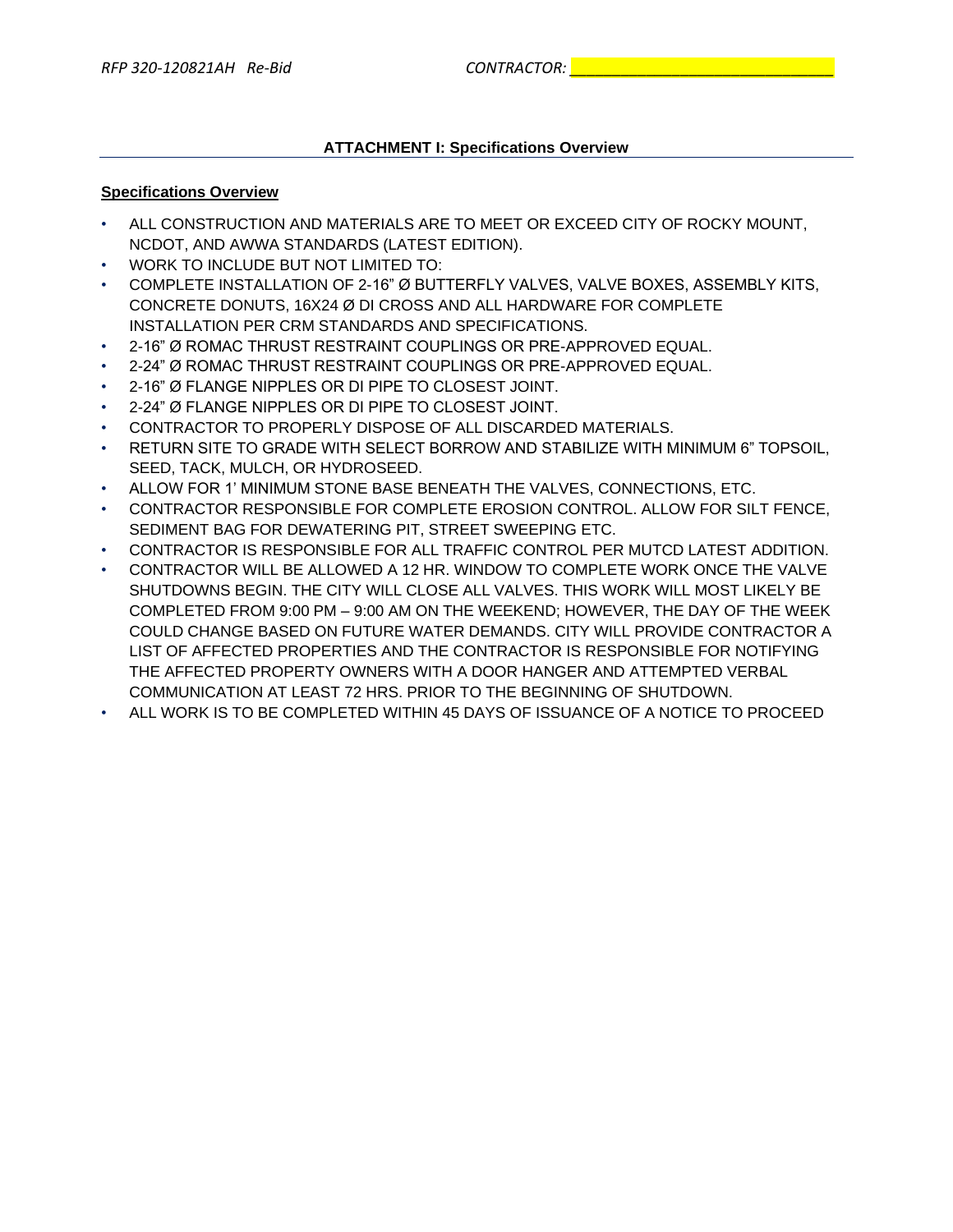## ATTACHMENT I: Specifications Overview

**Specifications Overview**

- ALL CONSTRUCTION AND MATERIALS ARE TO MEET OR EXCEED CITY OF ROCKY MOUNT, NCDOT, AND AWWA STANDARDS (LATEST EDITION).
- WORK TO INCLUDE BUT NOT LIMITED TO:
- COMPLETE INSTALLATION OF 2-16" Ø BUTTERFLY VALVES, VALVE BOXES, ASSEMBLY KITS, CONCRETE DONUTS, 16X24 Ø DI CROSS AND ALL HARDWARE FOR COMPLETE INSTALLATION PER CRM STANDARDS AND SPECIFICATIONS.
- 2-16" Ø ROMAC THRUST RESTRAINT COUPLINGS OR PRE-APPROVED EQUAL.
- 2-24" Ø ROMAC THRUST RESTRAINT COUPLINGS OR PRE-APPROVED EQUAL.
- 2-16" Ø FLANGE NIPPLES OR DI PIPE TO CLOSEST JOINT.
- 2-24" Ø FLANGE NIPPLES OR DI PIPE TO CLOSEST JOINT.
- CONTRACTOR TO PROPERLY DISPOSE OF ALL DISCARDED MATERIALS.
- RETURN SITE TO GRADE WITH SELECT BORROW AND STABILIZE WITH MINIMUM 6" TOPSOIL, SEED, TACK, MULCH, OR HYDROSEED.
- ALLOW FOR 1' MINIMUM STONE BASE BENEATH THE VALVES, CONNECTIONS, ETC.
- CONTRACTOR RESPONSIBLE FOR COMPLETE EROSION CONTROL. ALLOW FOR SILT FENCE, SEDIMENT BAG FOR DEWATERING PIT, STREET SWEEPING ETC.
- CONTRACTOR IS RESPONSIBLE FOR ALL TRAFFIC CONTROL PER MUTCD LATEST ADDITION.
- CONTRACTOR WILL BE ALLOWED A 12 HR. WINDOW TO COMPLETE WORK ONCE THE VALVE SHUTDOWNS BEGIN. THE CITY WILL CLOSE ALL VALVES. THIS WORK WILL MOST LIKELY BE COMPLETED FROM 9:00 PM – 9:00 AM ON THE WEEKEND; HOWEVER, THE DAY OF THE WEEK COULD CHANGE BASED ON FUTURE WATER DEMANDS. CITY WILL PROVIDE CONTRACTOR A LIST OF AFFECTED PROPERTIES AND THE CONTRACTOR IS RESPONSIBLE FOR NOTIFYING THE AFFECTED PROPERTY OWNERS WITH A DOOR HANGER AND ATTEMPTED VERBAL COMMUNICATION AT LEAST 72 HRS. PRIOR TO THE BEGINNING OF SHUTDOWN.
- ALL WORK IS TO BE COMPLETED WITHIN 45 DAYS OF ISSUANCE OF A NOTICE TO PROCEED